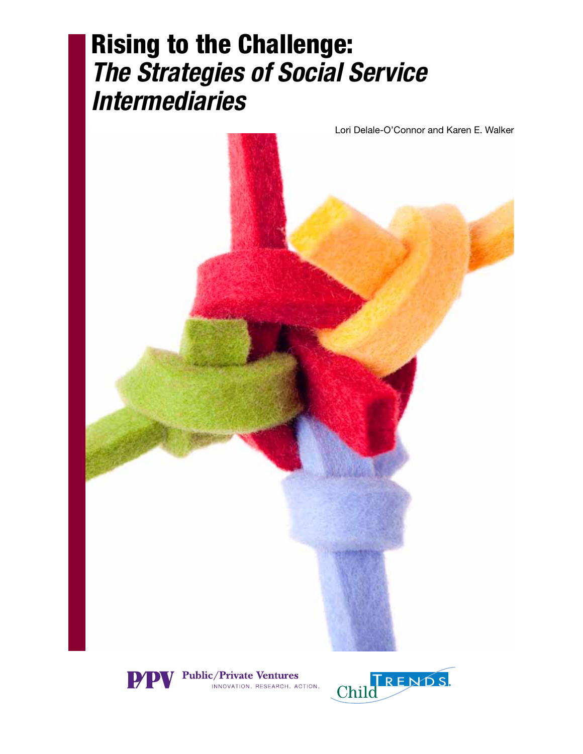# Rising to the Challenge: *The Strategies of Social Service Intermediaries*

Lori Delale-O'Connor and Karen E. Walker

P/PV Public/Private Ventures
INNOVATION. RESEARCH. ACTION.

Child TRENDS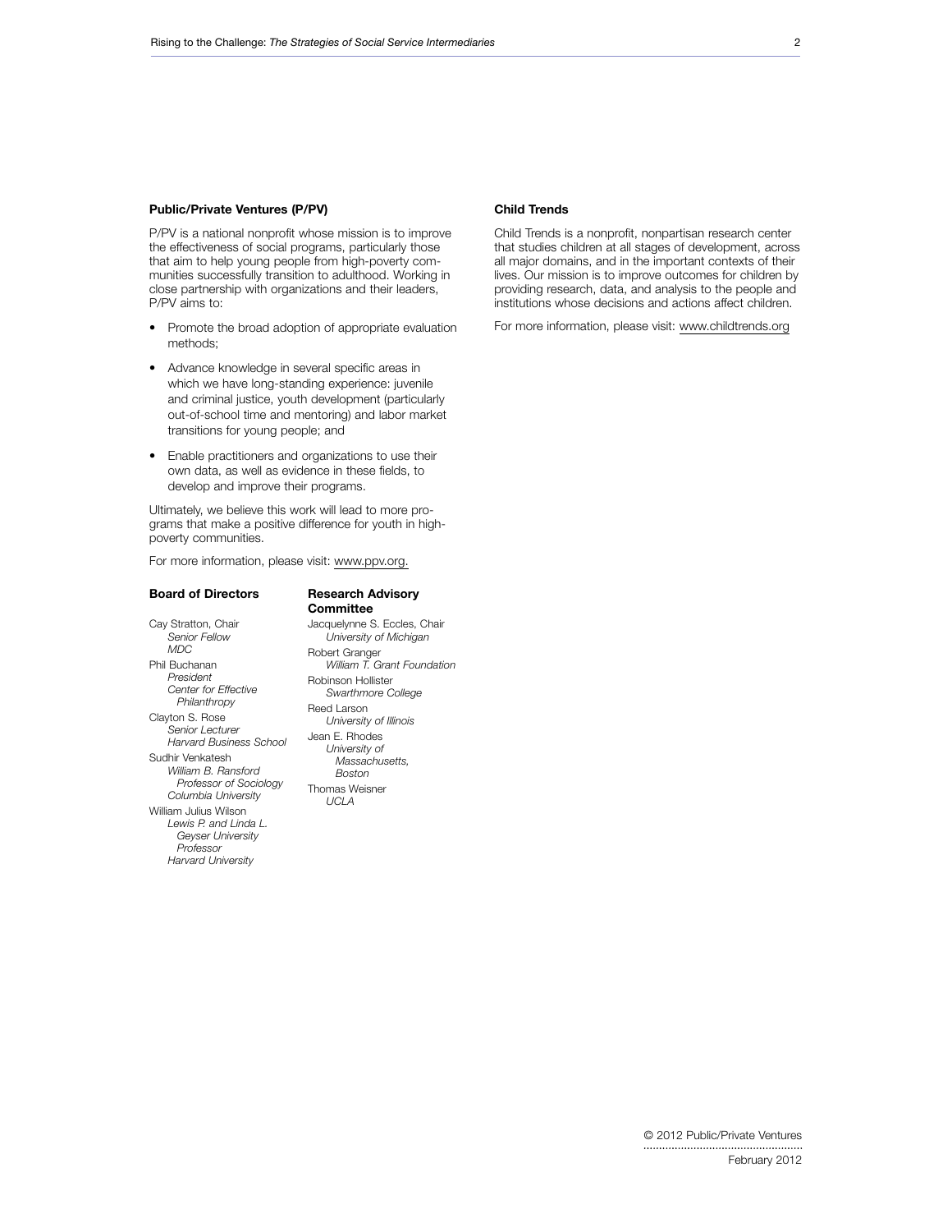## Public/Private Ventures (P/PV)

P/PV is a national nonprofit whose mission is to improve the effectiveness of social programs, particularly those that aim to help young people from high-poverty communities successfully transition to adulthood. Working in close partnership with organizations and their leaders, P/PV aims to:

- Promote the broad adoption of appropriate evaluation methods;
- Advance knowledge in several specific areas in which we have long-standing experience: juvenile and criminal justice, youth development (particularly out-of-school time and mentoring) and labor market transitions for young people; and
- Enable practitioners and organizations to use their own data, as well as evidence in these fields, to develop and improve their programs.

Ultimately, we believe this work will lead to more programs that make a positive difference for youth in high-poverty communities.

For more information, please visit: www.ppv.org.

### Board of Directors

Cay Stratton, Chair
*Senior Fellow*
*MDC*

Phil Buchanan
*President*
*Center for Effective Philanthropy*

Clayton S. Rose
*Senior Lecturer*
*Harvard Business School*

Sudhir Venkatesh
*William B. Ransford Professor of Sociology*
*Columbia University*

William Julius Wilson
*Lewis P. and Linda L. Geyser University Professor*
*Harvard University*

### Research Advisory Committee

Jacquelynne S. Eccles, Chair
*University of Michigan*

Robert Granger
*William T. Grant Foundation*

Robinson Hollister
*Swarthmore College*

Reed Larson
*University of Illinois*

Jean E. Rhodes
*University of Massachusetts, Boston*

Thomas Weisner
*UCLA*

## Child Trends

Child Trends is a nonprofit, nonpartisan research center that studies children at all stages of development, across all major domains, and in the important contexts of their lives. Our mission is to improve outcomes for children by providing research, data, and analysis to the people and institutions whose decisions and actions affect children.

For more information, please visit: www.childtrends.org

© 2012 Public/Private Ventures

February 2012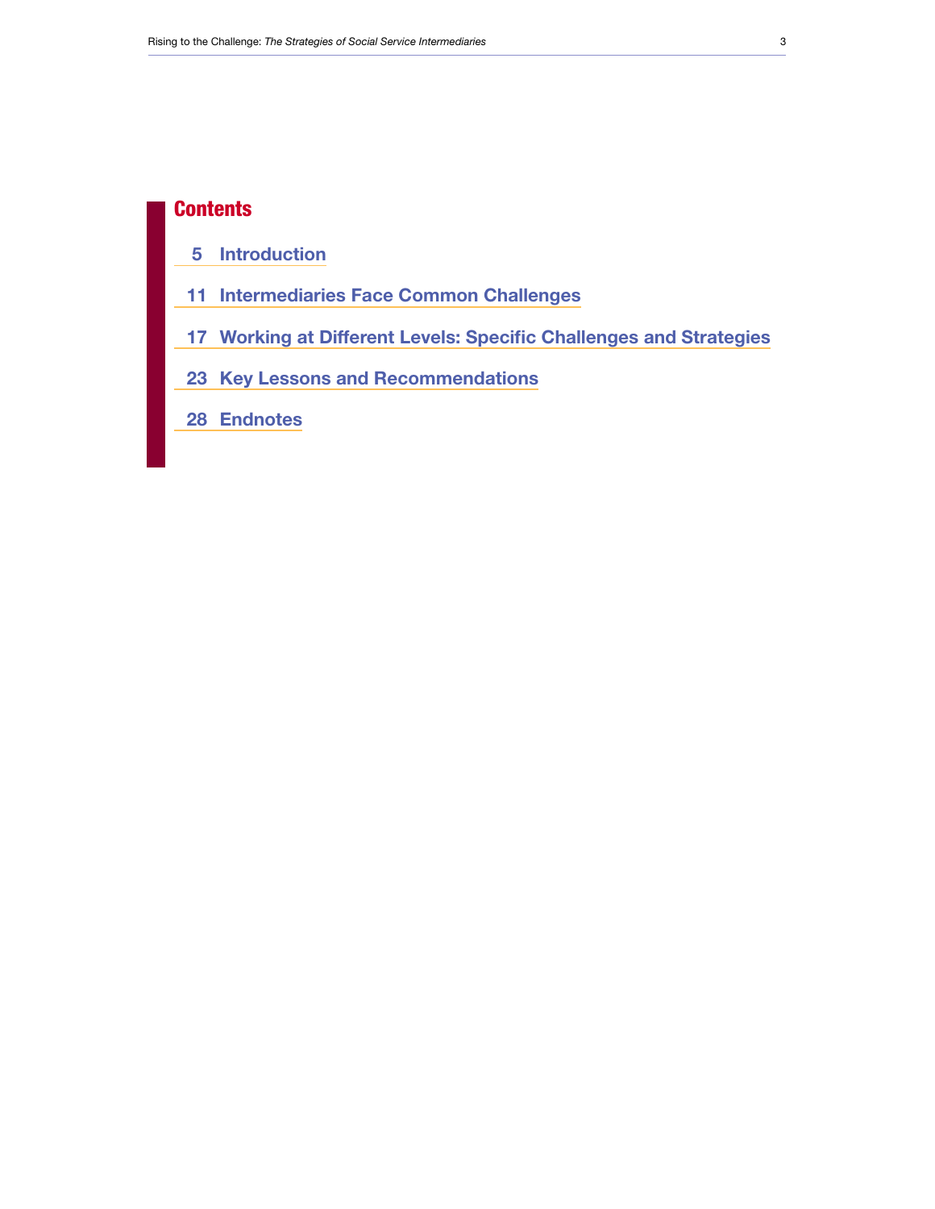# Contents

5 Introduction

11 Intermediaries Face Common Challenges

17 Working at Different Levels: Specific Challenges and Strategies

23 Key Lessons and Recommendations

28 Endnotes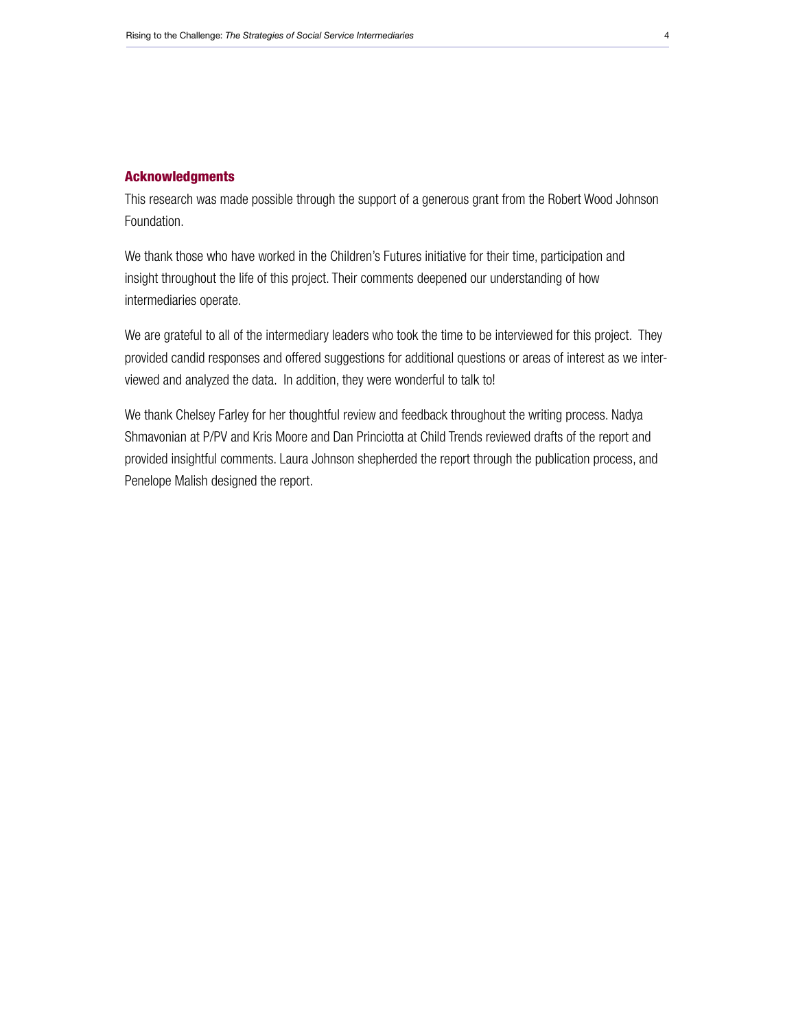## Acknowledgments

This research was made possible through the support of a generous grant from the Robert Wood Johnson Foundation.

We thank those who have worked in the Children's Futures initiative for their time, participation and insight throughout the life of this project. Their comments deepened our understanding of how intermediaries operate.

We are grateful to all of the intermediary leaders who took the time to be interviewed for this project. They provided candid responses and offered suggestions for additional questions or areas of interest as we interviewed and analyzed the data. In addition, they were wonderful to talk to!

We thank Chelsey Farley for her thoughtful review and feedback throughout the writing process. Nadya Shmavonian at P/PV and Kris Moore and Dan Princiotta at Child Trends reviewed drafts of the report and provided insightful comments. Laura Johnson shepherded the report through the publication process, and Penelope Malish designed the report.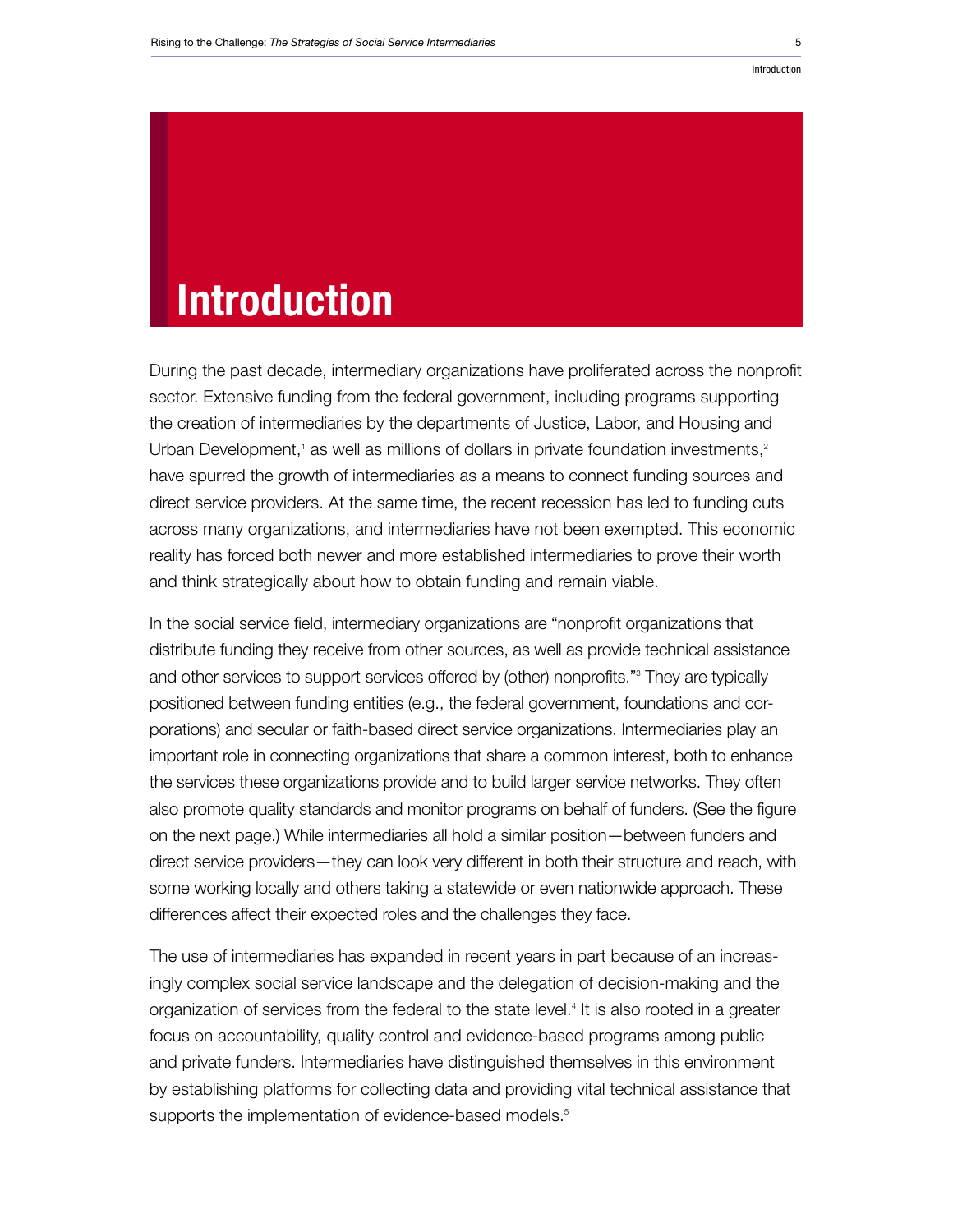# Introduction

During the past decade, intermediary organizations have proliferated across the nonprofit sector. Extensive funding from the federal government, including programs supporting the creation of intermediaries by the departments of Justice, Labor, and Housing and Urban Development,[1] as well as millions of dollars in private foundation investments,[2] have spurred the growth of intermediaries as a means to connect funding sources and direct service providers. At the same time, the recent recession has led to funding cuts across many organizations, and intermediaries have not been exempted. This economic reality has forced both newer and more established intermediaries to prove their worth and think strategically about how to obtain funding and remain viable.

In the social service field, intermediary organizations are "nonprofit organizations that distribute funding they receive from other sources, as well as provide technical assistance and other services to support services offered by (other) nonprofits."[3] They are typically positioned between funding entities (e.g., the federal government, foundations and corporations) and secular or faith-based direct service organizations. Intermediaries play an important role in connecting organizations that share a common interest, both to enhance the services these organizations provide and to build larger service networks. They often also promote quality standards and monitor programs on behalf of funders. (See the figure on the next page.) While intermediaries all hold a similar position—between funders and direct service providers—they can look very different in both their structure and reach, with some working locally and others taking a statewide or even nationwide approach. These differences affect their expected roles and the challenges they face.

The use of intermediaries has expanded in recent years in part because of an increasingly complex social service landscape and the delegation of decision-making and the organization of services from the federal to the state level.[4] It is also rooted in a greater focus on accountability, quality control and evidence-based programs among public and private funders. Intermediaries have distinguished themselves in this environment by establishing platforms for collecting data and providing vital technical assistance that supports the implementation of evidence-based models.[5]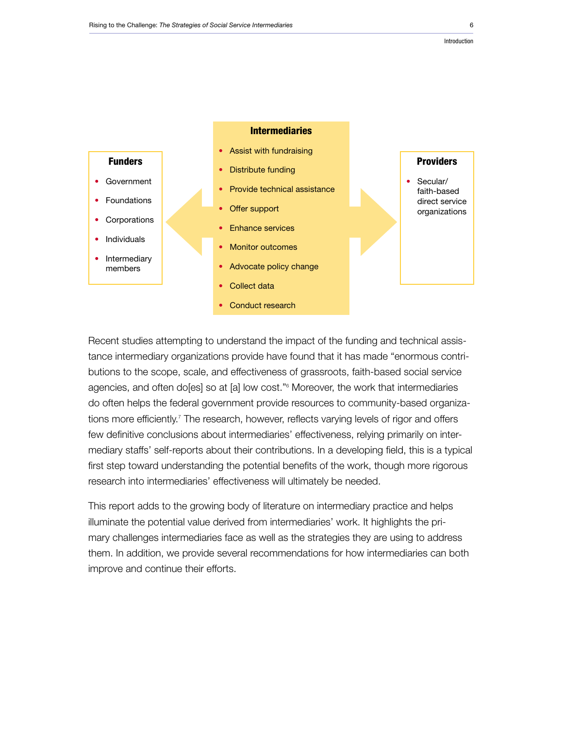**Funders**

- Government
- Foundations
- Corporations
- Individuals
- Intermediary members

**Intermediaries**

- Assist with fundraising
- Distribute funding
- Provide technical assistance
- Offer support
- Enhance services
- Monitor outcomes
- Advocate policy change
- Collect data
- Conduct research

**Providers**

- Secular/ faith-based direct service organizations

Recent studies attempting to understand the impact of the funding and technical assistance intermediary organizations provide have found that it has made "enormous contributions to the scope, scale, and effectiveness of grassroots, faith-based social service agencies, and often do[es] so at [a] low cost."[6] Moreover, the work that intermediaries do often helps the federal government provide resources to community-based organizations more efficiently.[7] The research, however, reflects varying levels of rigor and offers few definitive conclusions about intermediaries' effectiveness, relying primarily on intermediary staffs' self-reports about their contributions. In a developing field, this is a typical first step toward understanding the potential benefits of the work, though more rigorous research into intermediaries' effectiveness will ultimately be needed.

This report adds to the growing body of literature on intermediary practice and helps illuminate the potential value derived from intermediaries' work. It highlights the primary challenges intermediaries face as well as the strategies they are using to address them. In addition, we provide several recommendations for how intermediaries can both improve and continue their efforts.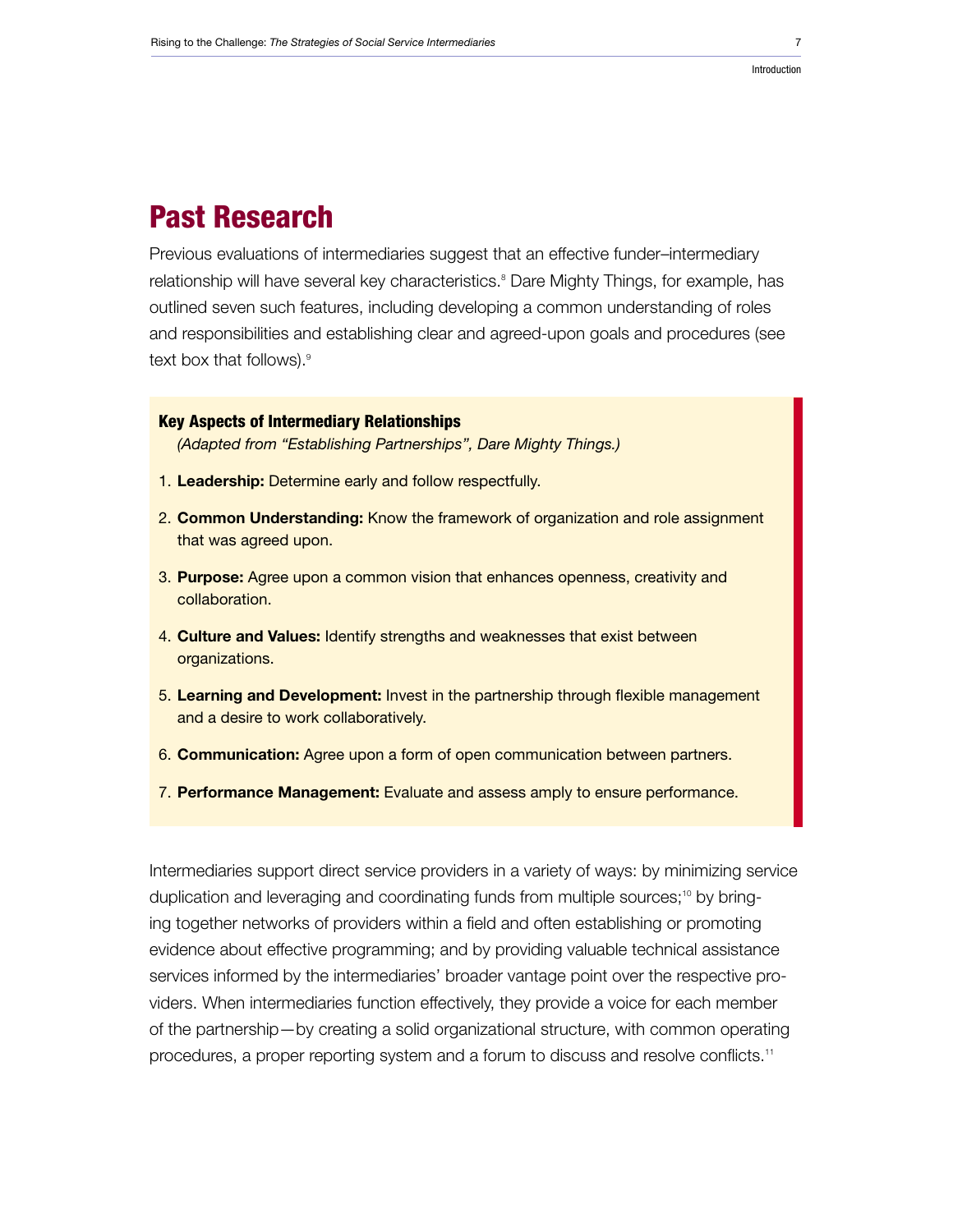## Past Research

Previous evaluations of intermediaries suggest that an effective funder–intermediary relationship will have several key characteristics.[8] Dare Mighty Things, for example, has outlined seven such features, including developing a common understanding of roles and responsibilities and establishing clear and agreed-upon goals and procedures (see text box that follows).[9]

> **Key Aspects of Intermediary Relationships**
> *(Adapted from "Establishing Partnerships", Dare Mighty Things.)*
>
> 1. **Leadership:** Determine early and follow respectfully.
> 2. **Common Understanding:** Know the framework of organization and role assignment that was agreed upon.
> 3. **Purpose:** Agree upon a common vision that enhances openness, creativity and collaboration.
> 4. **Culture and Values:** Identify strengths and weaknesses that exist between organizations.
> 5. **Learning and Development:** Invest in the partnership through flexible management and a desire to work collaboratively.
> 6. **Communication:** Agree upon a form of open communication between partners.
> 7. **Performance Management:** Evaluate and assess amply to ensure performance.

Intermediaries support direct service providers in a variety of ways: by minimizing service duplication and leveraging and coordinating funds from multiple sources;[10] by bringing together networks of providers within a field and often establishing or promoting evidence about effective programming; and by providing valuable technical assistance services informed by the intermediaries' broader vantage point over the respective providers. When intermediaries function effectively, they provide a voice for each member of the partnership—by creating a solid organizational structure, with common operating procedures, a proper reporting system and a forum to discuss and resolve conflicts.[11]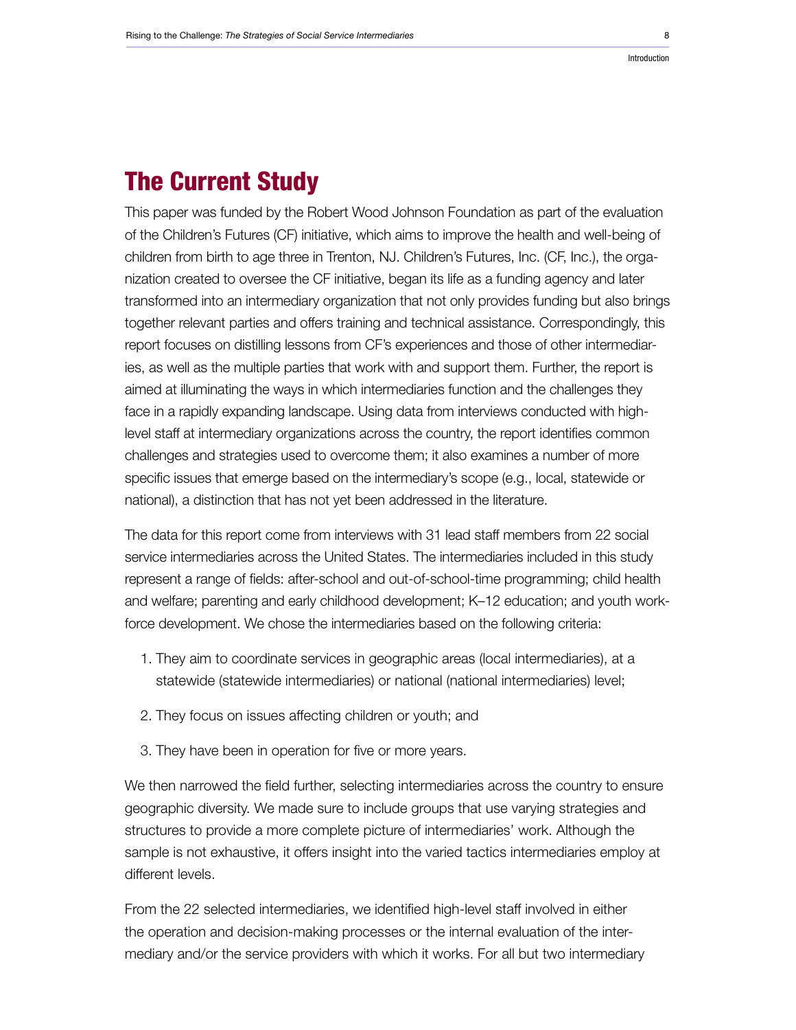## The Current Study

This paper was funded by the Robert Wood Johnson Foundation as part of the evaluation of the Children's Futures (CF) initiative, which aims to improve the health and well-being of children from birth to age three in Trenton, NJ. Children's Futures, Inc. (CF, Inc.), the organization created to oversee the CF initiative, began its life as a funding agency and later transformed into an intermediary organization that not only provides funding but also brings together relevant parties and offers training and technical assistance. Correspondingly, this report focuses on distilling lessons from CF's experiences and those of other intermediaries, as well as the multiple parties that work with and support them. Further, the report is aimed at illuminating the ways in which intermediaries function and the challenges they face in a rapidly expanding landscape. Using data from interviews conducted with high-level staff at intermediary organizations across the country, the report identifies common challenges and strategies used to overcome them; it also examines a number of more specific issues that emerge based on the intermediary's scope (e.g., local, statewide or national), a distinction that has not yet been addressed in the literature.

The data for this report come from interviews with 31 lead staff members from 22 social service intermediaries across the United States. The intermediaries included in this study represent a range of fields: after-school and out-of-school-time programming; child health and welfare; parenting and early childhood development; K–12 education; and youth workforce development. We chose the intermediaries based on the following criteria:

1. They aim to coordinate services in geographic areas (local intermediaries), at a statewide (statewide intermediaries) or national (national intermediaries) level;
2. They focus on issues affecting children or youth; and
3. They have been in operation for five or more years.

We then narrowed the field further, selecting intermediaries across the country to ensure geographic diversity. We made sure to include groups that use varying strategies and structures to provide a more complete picture of intermediaries' work. Although the sample is not exhaustive, it offers insight into the varied tactics intermediaries employ at different levels.

From the 22 selected intermediaries, we identified high-level staff involved in either the operation and decision-making processes or the internal evaluation of the intermediary and/or the service providers with which it works. For all but two intermediary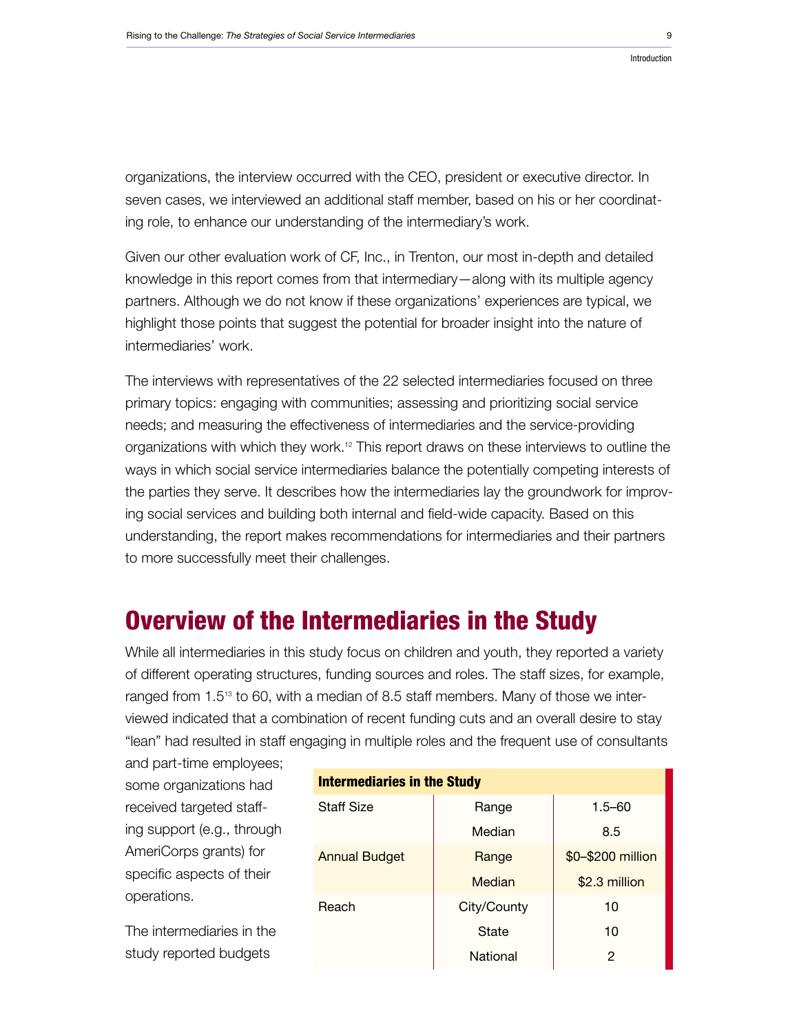organizations, the interview occurred with the CEO, president or executive director. In seven cases, we interviewed an additional staff member, based on his or her coordinating role, to enhance our understanding of the intermediary's work.

Given our other evaluation work of CF, Inc., in Trenton, our most in-depth and detailed knowledge in this report comes from that intermediary—along with its multiple agency partners. Although we do not know if these organizations' experiences are typical, we highlight those points that suggest the potential for broader insight into the nature of intermediaries' work.

The interviews with representatives of the 22 selected intermediaries focused on three primary topics: engaging with communities; assessing and prioritizing social service needs; and measuring the effectiveness of intermediaries and the service-providing organizations with which they work.[12] This report draws on these interviews to outline the ways in which social service intermediaries balance the potentially competing interests of the parties they serve. It describes how the intermediaries lay the groundwork for improving social services and building both internal and field-wide capacity. Based on this understanding, the report makes recommendations for intermediaries and their partners to more successfully meet their challenges.

## Overview of the Intermediaries in the Study

While all intermediaries in this study focus on children and youth, they reported a variety of different operating structures, funding sources and roles. The staff sizes, for example, ranged from 1.5[13] to 60, with a median of 8.5 staff members. Many of those we interviewed indicated that a combination of recent funding cuts and an overall desire to stay "lean" had resulted in staff engaging in multiple roles and the frequent use of consultants and part-time employees; some organizations had received targeted staffing support (e.g., through AmeriCorps grants) for specific aspects of their operations.

The intermediaries in the study reported budgets

**Intermediaries in the Study**

| | | |
|---|---|---|
| Staff Size | Range | 1.5–60 |
| | Median | 8.5 |
| Annual Budget | Range | $0–$200 million |
| | Median | $2.3 million |
| Reach | City/County | 10 |
| | State | 10 |
| | National | 2 |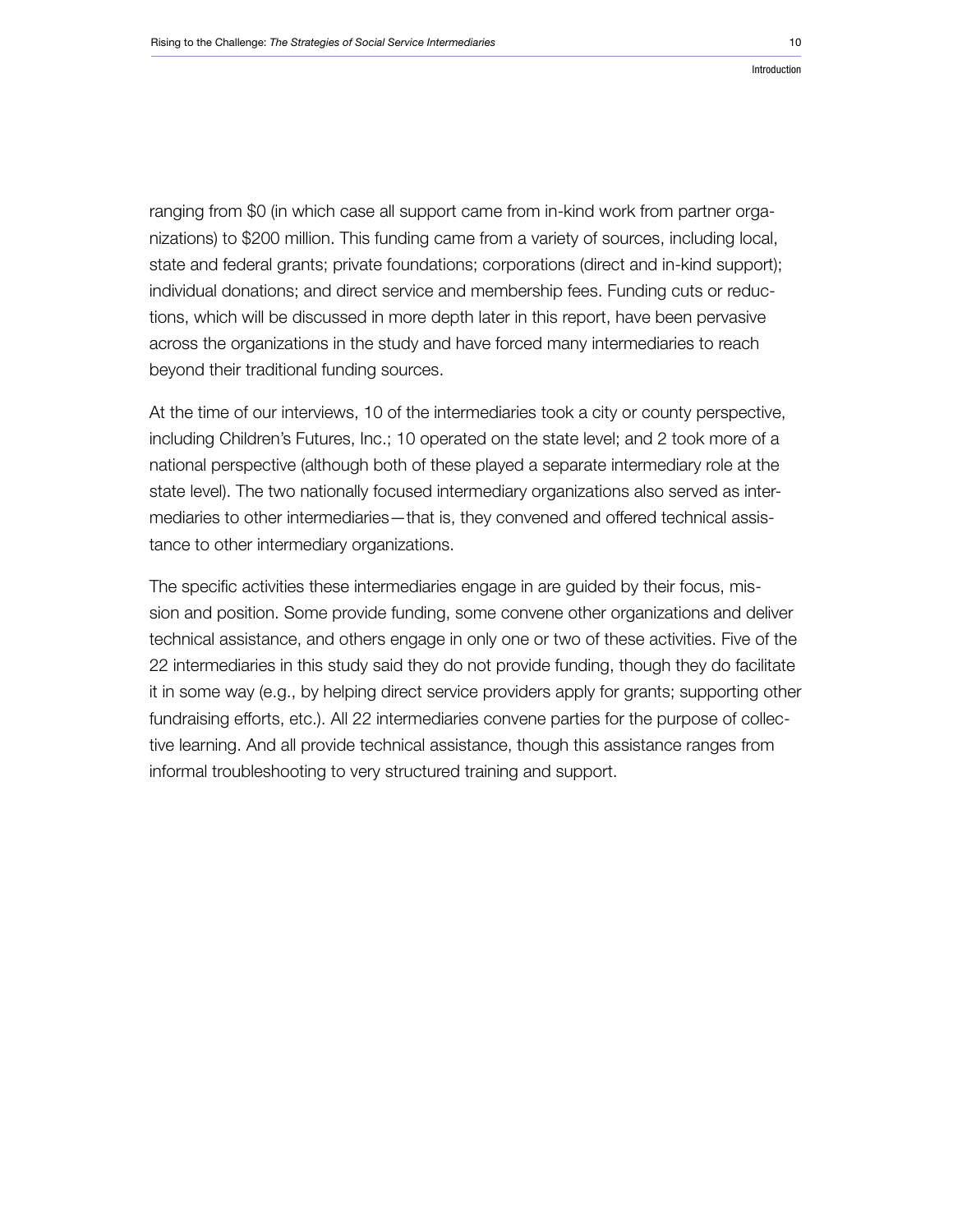ranging from $0 (in which case all support came from in-kind work from partner organizations) to $200 million. This funding came from a variety of sources, including local, state and federal grants; private foundations; corporations (direct and in-kind support); individual donations; and direct service and membership fees. Funding cuts or reductions, which will be discussed in more depth later in this report, have been pervasive across the organizations in the study and have forced many intermediaries to reach beyond their traditional funding sources.

At the time of our interviews, 10 of the intermediaries took a city or county perspective, including Children's Futures, Inc.; 10 operated on the state level; and 2 took more of a national perspective (although both of these played a separate intermediary role at the state level). The two nationally focused intermediary organizations also served as intermediaries to other intermediaries—that is, they convened and offered technical assistance to other intermediary organizations.

The specific activities these intermediaries engage in are guided by their focus, mission and position. Some provide funding, some convene other organizations and deliver technical assistance, and others engage in only one or two of these activities. Five of the 22 intermediaries in this study said they do not provide funding, though they do facilitate it in some way (e.g., by helping direct service providers apply for grants; supporting other fundraising efforts, etc.). All 22 intermediaries convene parties for the purpose of collective learning. And all provide technical assistance, though this assistance ranges from informal troubleshooting to very structured training and support.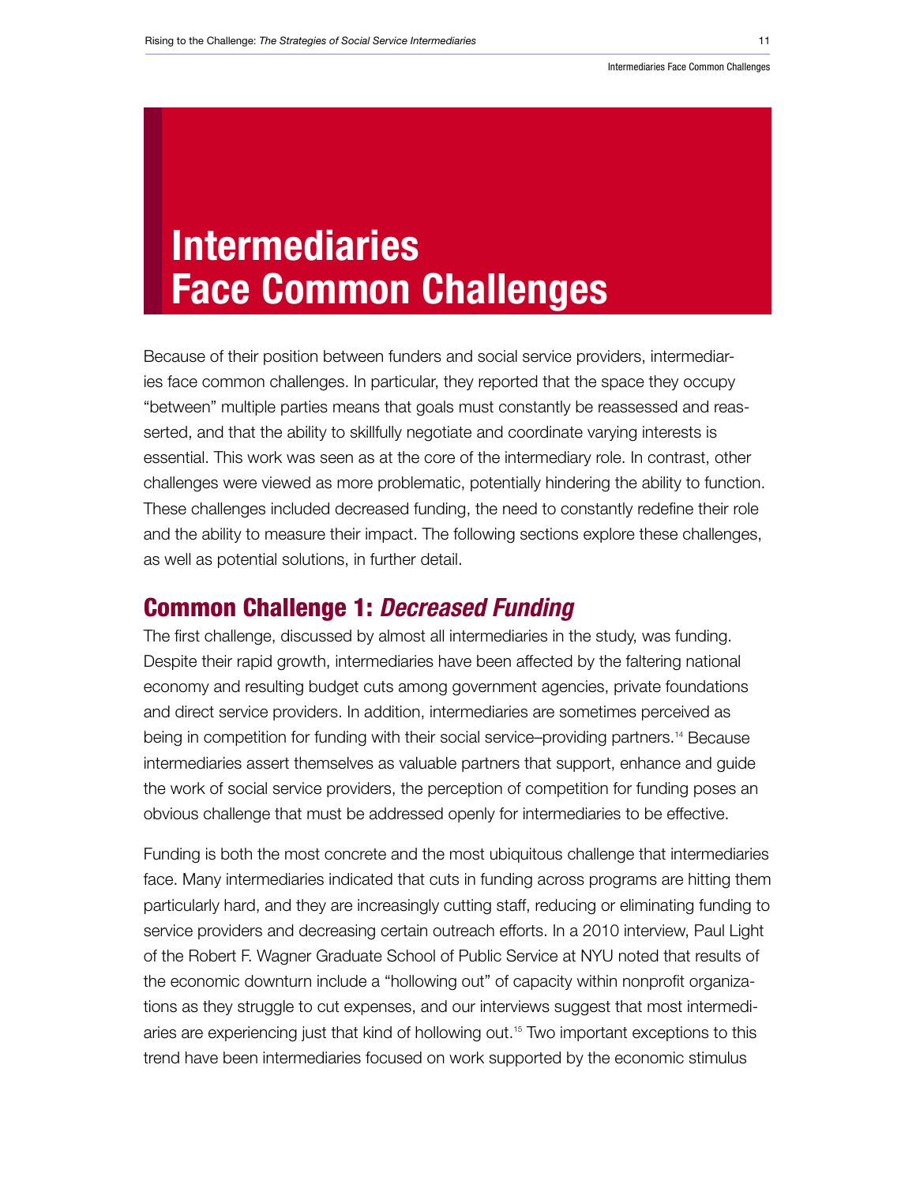# Intermediaries Face Common Challenges

Because of their position between funders and social service providers, intermediaries face common challenges. In particular, they reported that the space they occupy "between" multiple parties means that goals must constantly be reassessed and reasserted, and that the ability to skillfully negotiate and coordinate varying interests is essential. This work was seen as at the core of the intermediary role. In contrast, other challenges were viewed as more problematic, potentially hindering the ability to function. These challenges included decreased funding, the need to constantly redefine their role and the ability to measure their impact. The following sections explore these challenges, as well as potential solutions, in further detail.

## Common Challenge 1: *Decreased Funding*

The first challenge, discussed by almost all intermediaries in the study, was funding. Despite their rapid growth, intermediaries have been affected by the faltering national economy and resulting budget cuts among government agencies, private foundations and direct service providers. In addition, intermediaries are sometimes perceived as being in competition for funding with their social service–providing partners.[14] Because intermediaries assert themselves as valuable partners that support, enhance and guide the work of social service providers, the perception of competition for funding poses an obvious challenge that must be addressed openly for intermediaries to be effective.

Funding is both the most concrete and the most ubiquitous challenge that intermediaries face. Many intermediaries indicated that cuts in funding across programs are hitting them particularly hard, and they are increasingly cutting staff, reducing or eliminating funding to service providers and decreasing certain outreach efforts. In a 2010 interview, Paul Light of the Robert F. Wagner Graduate School of Public Service at NYU noted that results of the economic downturn include a "hollowing out" of capacity within nonprofit organizations as they struggle to cut expenses, and our interviews suggest that most intermediaries are experiencing just that kind of hollowing out.[15] Two important exceptions to this trend have been intermediaries focused on work supported by the economic stimulus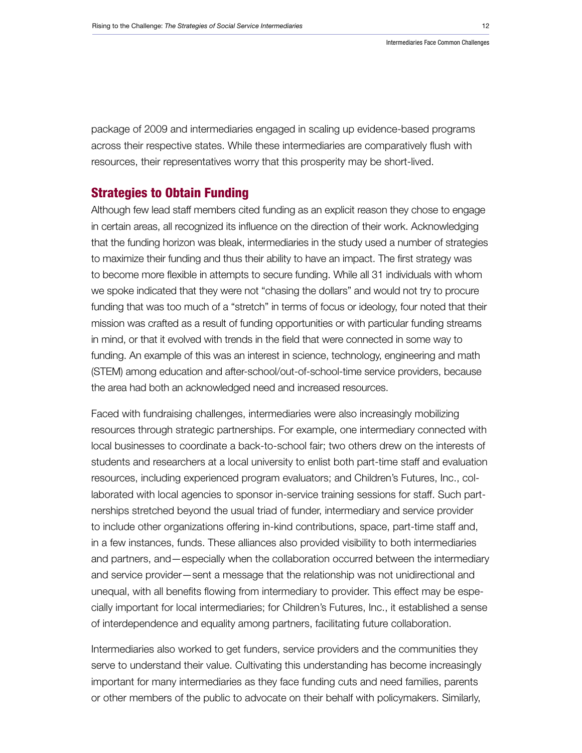package of 2009 and intermediaries engaged in scaling up evidence-based programs across their respective states. While these intermediaries are comparatively flush with resources, their representatives worry that this prosperity may be short-lived.

## Strategies to Obtain Funding

Although few lead staff members cited funding as an explicit reason they chose to engage in certain areas, all recognized its influence on the direction of their work. Acknowledging that the funding horizon was bleak, intermediaries in the study used a number of strategies to maximize their funding and thus their ability to have an impact. The first strategy was to become more flexible in attempts to secure funding. While all 31 individuals with whom we spoke indicated that they were not "chasing the dollars" and would not try to procure funding that was too much of a "stretch" in terms of focus or ideology, four noted that their mission was crafted as a result of funding opportunities or with particular funding streams in mind, or that it evolved with trends in the field that were connected in some way to funding. An example of this was an interest in science, technology, engineering and math (STEM) among education and after-school/out-of-school-time service providers, because the area had both an acknowledged need and increased resources.

Faced with fundraising challenges, intermediaries were also increasingly mobilizing resources through strategic partnerships. For example, one intermediary connected with local businesses to coordinate a back-to-school fair; two others drew on the interests of students and researchers at a local university to enlist both part-time staff and evaluation resources, including experienced program evaluators; and Children's Futures, Inc., collaborated with local agencies to sponsor in-service training sessions for staff. Such partnerships stretched beyond the usual triad of funder, intermediary and service provider to include other organizations offering in-kind contributions, space, part-time staff and, in a few instances, funds. These alliances also provided visibility to both intermediaries and partners, and—especially when the collaboration occurred between the intermediary and service provider—sent a message that the relationship was not unidirectional and unequal, with all benefits flowing from intermediary to provider. This effect may be especially important for local intermediaries; for Children's Futures, Inc., it established a sense of interdependence and equality among partners, facilitating future collaboration.

Intermediaries also worked to get funders, service providers and the communities they serve to understand their value. Cultivating this understanding has become increasingly important for many intermediaries as they face funding cuts and need families, parents or other members of the public to advocate on their behalf with policymakers. Similarly,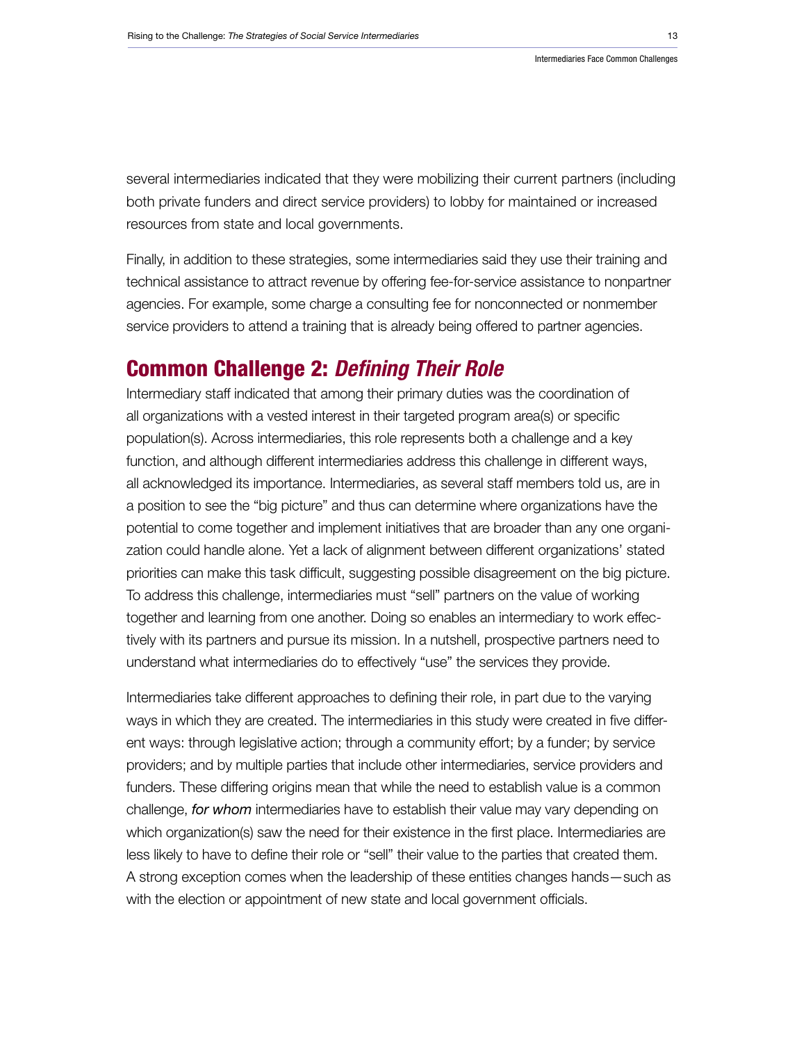several intermediaries indicated that they were mobilizing their current partners (including both private funders and direct service providers) to lobby for maintained or increased resources from state and local governments.

Finally, in addition to these strategies, some intermediaries said they use their training and technical assistance to attract revenue by offering fee-for-service assistance to nonpartner agencies. For example, some charge a consulting fee for nonconnected or nonmember service providers to attend a training that is already being offered to partner agencies.

## Common Challenge 2: *Defining Their Role*

Intermediary staff indicated that among their primary duties was the coordination of all organizations with a vested interest in their targeted program area(s) or specific population(s). Across intermediaries, this role represents both a challenge and a key function, and although different intermediaries address this challenge in different ways, all acknowledged its importance. Intermediaries, as several staff members told us, are in a position to see the "big picture" and thus can determine where organizations have the potential to come together and implement initiatives that are broader than any one organization could handle alone. Yet a lack of alignment between different organizations' stated priorities can make this task difficult, suggesting possible disagreement on the big picture. To address this challenge, intermediaries must "sell" partners on the value of working together and learning from one another. Doing so enables an intermediary to work effectively with its partners and pursue its mission. In a nutshell, prospective partners need to understand what intermediaries do to effectively "use" the services they provide.

Intermediaries take different approaches to defining their role, in part due to the varying ways in which they are created. The intermediaries in this study were created in five different ways: through legislative action; through a community effort; by a funder; by service providers; and by multiple parties that include other intermediaries, service providers and funders. These differing origins mean that while the need to establish value is a common challenge, *for whom* intermediaries have to establish their value may vary depending on which organization(s) saw the need for their existence in the first place. Intermediaries are less likely to have to define their role or "sell" their value to the parties that created them. A strong exception comes when the leadership of these entities changes hands—such as with the election or appointment of new state and local government officials.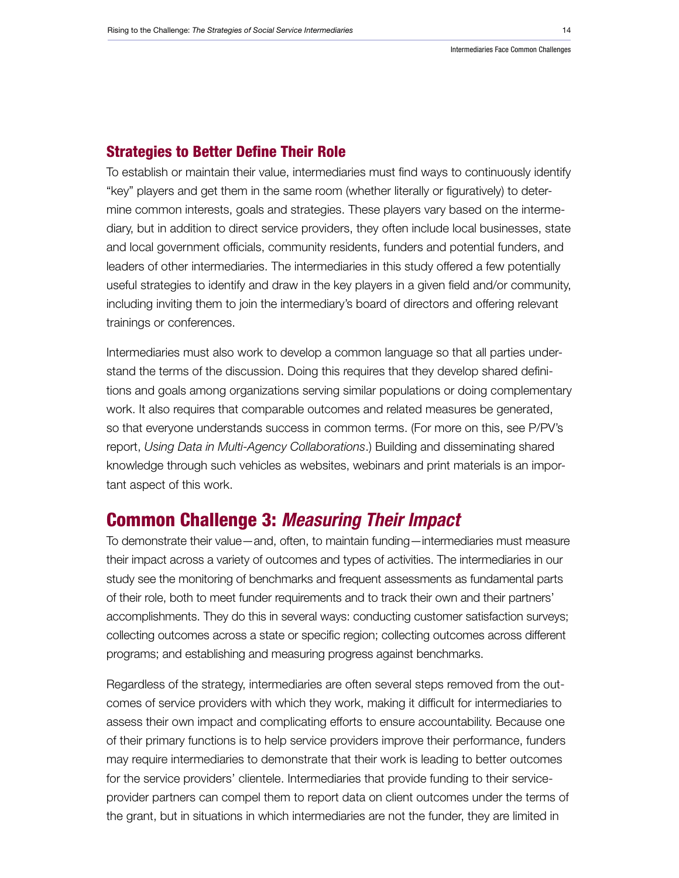### Strategies to Better Define Their Role

To establish or maintain their value, intermediaries must find ways to continuously identify "key" players and get them in the same room (whether literally or figuratively) to determine common interests, goals and strategies. These players vary based on the intermediary, but in addition to direct service providers, they often include local businesses, state and local government officials, community residents, funders and potential funders, and leaders of other intermediaries. The intermediaries in this study offered a few potentially useful strategies to identify and draw in the key players in a given field and/or community, including inviting them to join the intermediary's board of directors and offering relevant trainings or conferences.

Intermediaries must also work to develop a common language so that all parties understand the terms of the discussion. Doing this requires that they develop shared definitions and goals among organizations serving similar populations or doing complementary work. It also requires that comparable outcomes and related measures be generated, so that everyone understands success in common terms. (For more on this, see P/PV's report, *Using Data in Multi-Agency Collaborations*.) Building and disseminating shared knowledge through such vehicles as websites, webinars and print materials is an important aspect of this work.

## Common Challenge 3: *Measuring Their Impact*

To demonstrate their value—and, often, to maintain funding—intermediaries must measure their impact across a variety of outcomes and types of activities. The intermediaries in our study see the monitoring of benchmarks and frequent assessments as fundamental parts of their role, both to meet funder requirements and to track their own and their partners' accomplishments. They do this in several ways: conducting customer satisfaction surveys; collecting outcomes across a state or specific region; collecting outcomes across different programs; and establishing and measuring progress against benchmarks.

Regardless of the strategy, intermediaries are often several steps removed from the outcomes of service providers with which they work, making it difficult for intermediaries to assess their own impact and complicating efforts to ensure accountability. Because one of their primary functions is to help service providers improve their performance, funders may require intermediaries to demonstrate that their work is leading to better outcomes for the service providers' clientele. Intermediaries that provide funding to their service-provider partners can compel them to report data on client outcomes under the terms of the grant, but in situations in which intermediaries are not the funder, they are limited in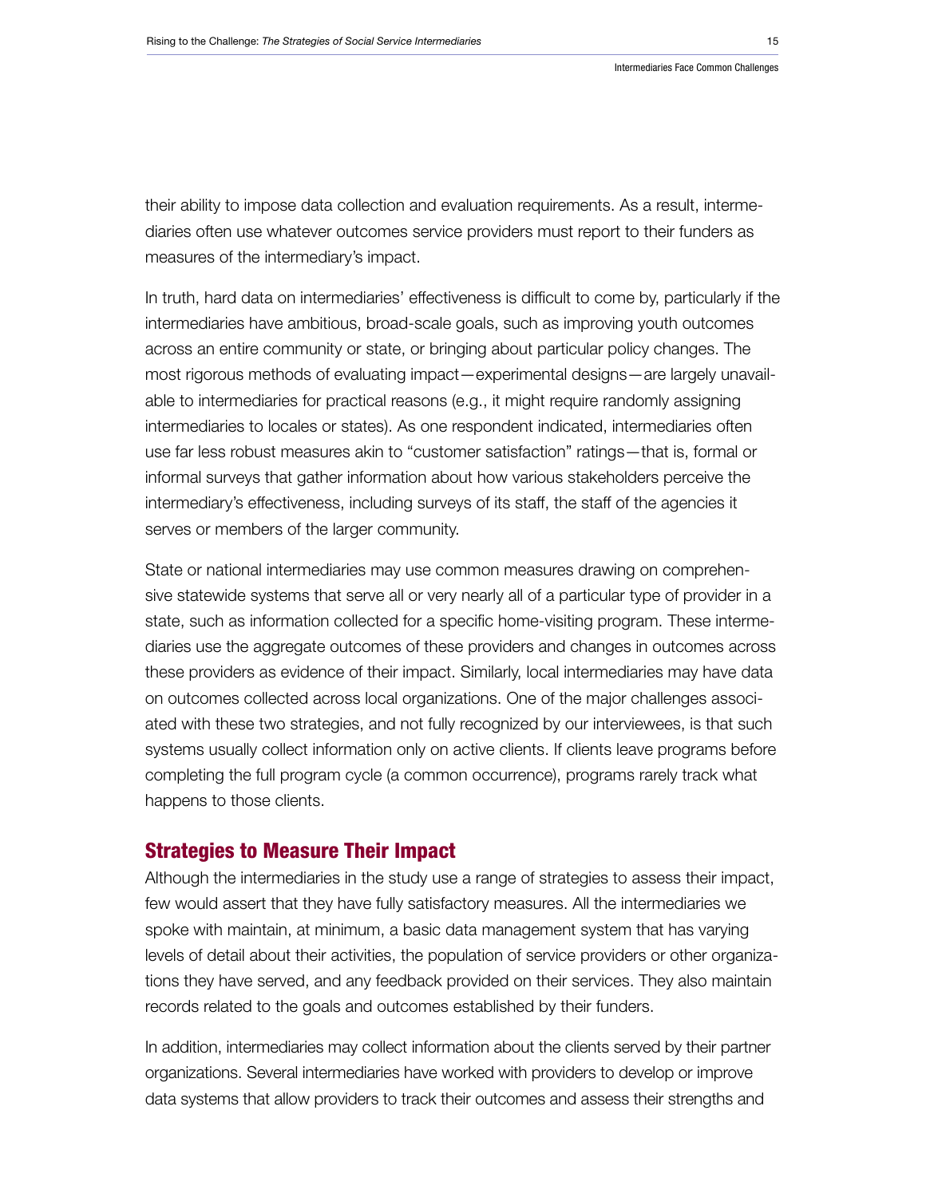their ability to impose data collection and evaluation requirements. As a result, intermediaries often use whatever outcomes service providers must report to their funders as measures of the intermediary's impact.

In truth, hard data on intermediaries' effectiveness is difficult to come by, particularly if the intermediaries have ambitious, broad-scale goals, such as improving youth outcomes across an entire community or state, or bringing about particular policy changes. The most rigorous methods of evaluating impact—experimental designs—are largely unavailable to intermediaries for practical reasons (e.g., it might require randomly assigning intermediaries to locales or states). As one respondent indicated, intermediaries often use far less robust measures akin to "customer satisfaction" ratings—that is, formal or informal surveys that gather information about how various stakeholders perceive the intermediary's effectiveness, including surveys of its staff, the staff of the agencies it serves or members of the larger community.

State or national intermediaries may use common measures drawing on comprehensive statewide systems that serve all or very nearly all of a particular type of provider in a state, such as information collected for a specific home-visiting program. These intermediaries use the aggregate outcomes of these providers and changes in outcomes across these providers as evidence of their impact. Similarly, local intermediaries may have data on outcomes collected across local organizations. One of the major challenges associated with these two strategies, and not fully recognized by our interviewees, is that such systems usually collect information only on active clients. If clients leave programs before completing the full program cycle (a common occurrence), programs rarely track what happens to those clients.

## Strategies to Measure Their Impact

Although the intermediaries in the study use a range of strategies to assess their impact, few would assert that they have fully satisfactory measures. All the intermediaries we spoke with maintain, at minimum, a basic data management system that has varying levels of detail about their activities, the population of service providers or other organizations they have served, and any feedback provided on their services. They also maintain records related to the goals and outcomes established by their funders.

In addition, intermediaries may collect information about the clients served by their partner organizations. Several intermediaries have worked with providers to develop or improve data systems that allow providers to track their outcomes and assess their strengths and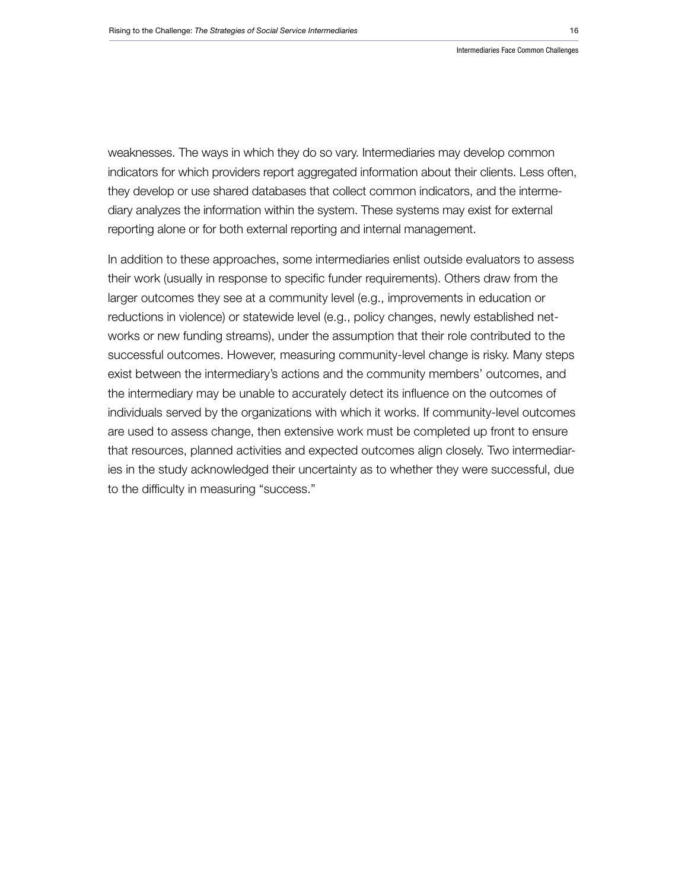weaknesses. The ways in which they do so vary. Intermediaries may develop common indicators for which providers report aggregated information about their clients. Less often, they develop or use shared databases that collect common indicators, and the intermediary analyzes the information within the system. These systems may exist for external reporting alone or for both external reporting and internal management.

In addition to these approaches, some intermediaries enlist outside evaluators to assess their work (usually in response to specific funder requirements). Others draw from the larger outcomes they see at a community level (e.g., improvements in education or reductions in violence) or statewide level (e.g., policy changes, newly established networks or new funding streams), under the assumption that their role contributed to the successful outcomes. However, measuring community-level change is risky. Many steps exist between the intermediary's actions and the community members' outcomes, and the intermediary may be unable to accurately detect its influence on the outcomes of individuals served by the organizations with which it works. If community-level outcomes are used to assess change, then extensive work must be completed up front to ensure that resources, planned activities and expected outcomes align closely. Two intermediaries in the study acknowledged their uncertainty as to whether they were successful, due to the difficulty in measuring "success."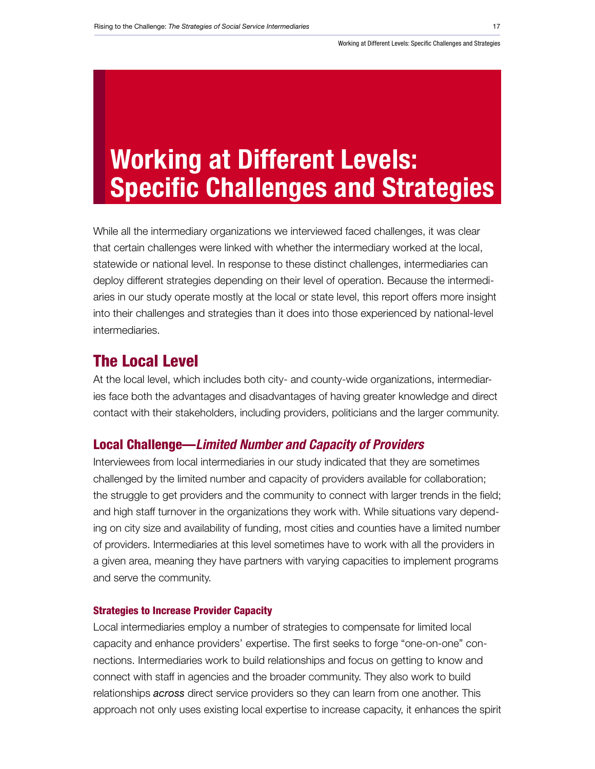# Working at Different Levels: Specific Challenges and Strategies

While all the intermediary organizations we interviewed faced challenges, it was clear that certain challenges were linked with whether the intermediary worked at the local, statewide or national level. In response to these distinct challenges, intermediaries can deploy different strategies depending on their level of operation. Because the intermediaries in our study operate mostly at the local or state level, this report offers more insight into their challenges and strategies than it does into those experienced by national-level intermediaries.

## The Local Level

At the local level, which includes both city- and county-wide organizations, intermediaries face both the advantages and disadvantages of having greater knowledge and direct contact with their stakeholders, including providers, politicians and the larger community.

### Local Challenge—*Limited Number and Capacity of Providers*

Interviewees from local intermediaries in our study indicated that they are sometimes challenged by the limited number and capacity of providers available for collaboration; the struggle to get providers and the community to connect with larger trends in the field; and high staff turnover in the organizations they work with. While situations vary depending on city size and availability of funding, most cities and counties have a limited number of providers. Intermediaries at this level sometimes have to work with all the providers in a given area, meaning they have partners with varying capacities to implement programs and serve the community.

#### Strategies to Increase Provider Capacity

Local intermediaries employ a number of strategies to compensate for limited local capacity and enhance providers' expertise. The first seeks to forge "one-on-one" connections. Intermediaries work to build relationships and focus on getting to know and connect with staff in agencies and the broader community. They also work to build relationships *across* direct service providers so they can learn from one another. This approach not only uses existing local expertise to increase capacity, it enhances the spirit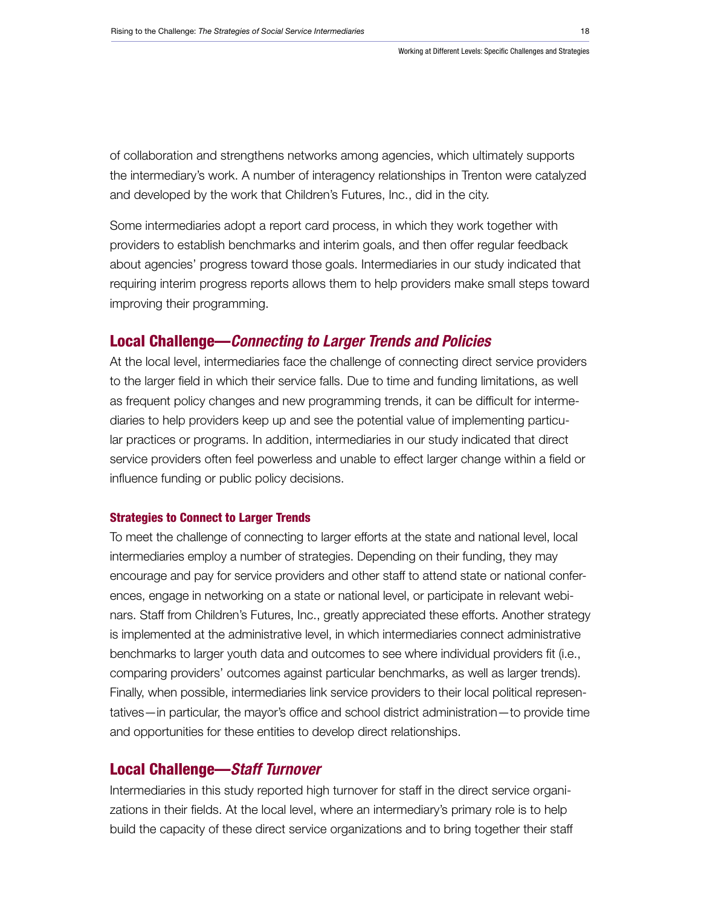of collaboration and strengthens networks among agencies, which ultimately supports the intermediary's work. A number of interagency relationships in Trenton were catalyzed and developed by the work that Children's Futures, Inc., did in the city.

Some intermediaries adopt a report card process, in which they work together with providers to establish benchmarks and interim goals, and then offer regular feedback about agencies' progress toward those goals. Intermediaries in our study indicated that requiring interim progress reports allows them to help providers make small steps toward improving their programming.

## Local Challenge—*Connecting to Larger Trends and Policies*

At the local level, intermediaries face the challenge of connecting direct service providers to the larger field in which their service falls. Due to time and funding limitations, as well as frequent policy changes and new programming trends, it can be difficult for intermediaries to help providers keep up and see the potential value of implementing particular practices or programs. In addition, intermediaries in our study indicated that direct service providers often feel powerless and unable to effect larger change within a field or influence funding or public policy decisions.

### Strategies to Connect to Larger Trends

To meet the challenge of connecting to larger efforts at the state and national level, local intermediaries employ a number of strategies. Depending on their funding, they may encourage and pay for service providers and other staff to attend state or national conferences, engage in networking on a state or national level, or participate in relevant webinars. Staff from Children's Futures, Inc., greatly appreciated these efforts. Another strategy is implemented at the administrative level, in which intermediaries connect administrative benchmarks to larger youth data and outcomes to see where individual providers fit (i.e., comparing providers' outcomes against particular benchmarks, as well as larger trends). Finally, when possible, intermediaries link service providers to their local political representatives—in particular, the mayor's office and school district administration—to provide time and opportunities for these entities to develop direct relationships.

## Local Challenge—*Staff Turnover*

Intermediaries in this study reported high turnover for staff in the direct service organizations in their fields. At the local level, where an intermediary's primary role is to help build the capacity of these direct service organizations and to bring together their staff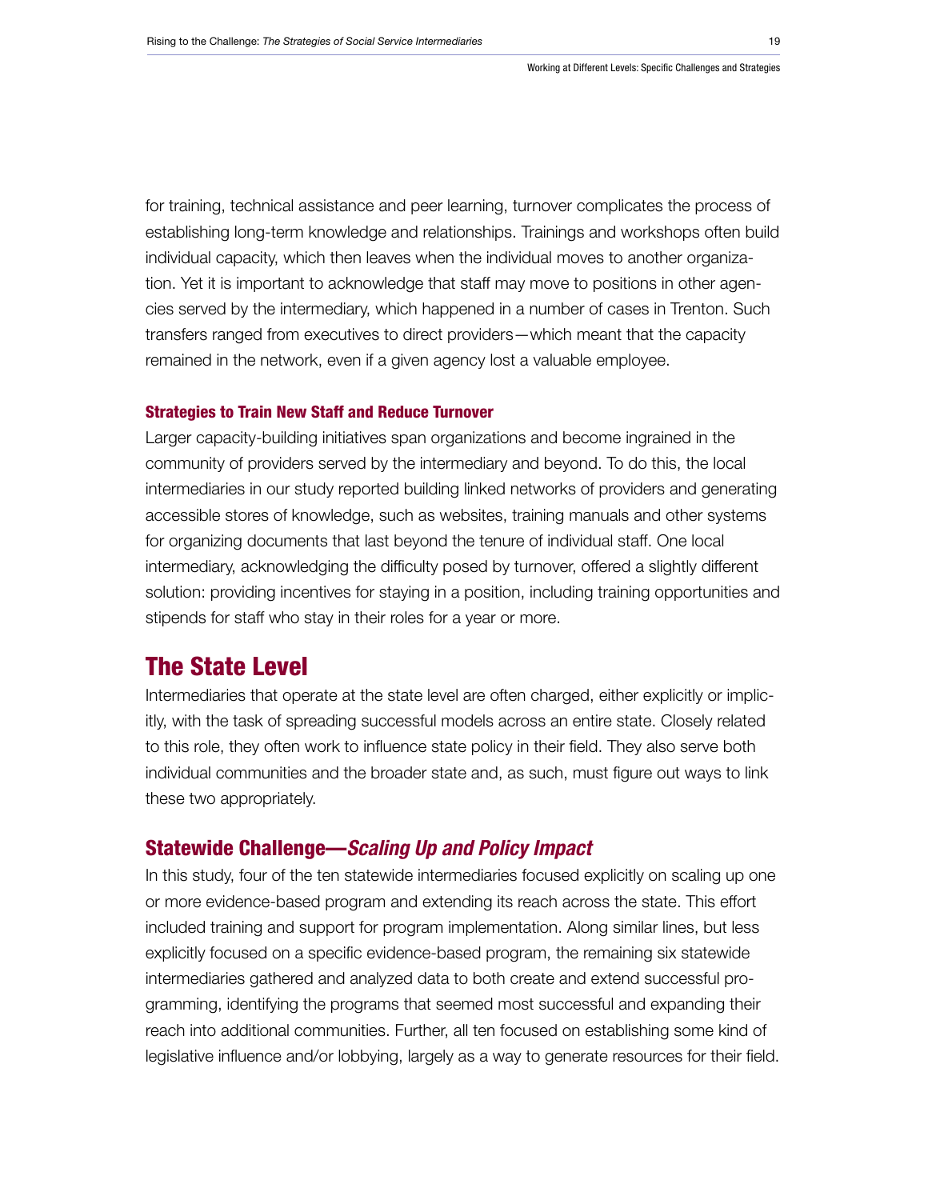for training, technical assistance and peer learning, turnover complicates the process of establishing long-term knowledge and relationships. Trainings and workshops often build individual capacity, which then leaves when the individual moves to another organization. Yet it is important to acknowledge that staff may move to positions in other agencies served by the intermediary, which happened in a number of cases in Trenton. Such transfers ranged from executives to direct providers—which meant that the capacity remained in the network, even if a given agency lost a valuable employee.

#### Strategies to Train New Staff and Reduce Turnover

Larger capacity-building initiatives span organizations and become ingrained in the community of providers served by the intermediary and beyond. To do this, the local intermediaries in our study reported building linked networks of providers and generating accessible stores of knowledge, such as websites, training manuals and other systems for organizing documents that last beyond the tenure of individual staff. One local intermediary, acknowledging the difficulty posed by turnover, offered a slightly different solution: providing incentives for staying in a position, including training opportunities and stipends for staff who stay in their roles for a year or more.

## The State Level

Intermediaries that operate at the state level are often charged, either explicitly or implicitly, with the task of spreading successful models across an entire state. Closely related to this role, they often work to influence state policy in their field. They also serve both individual communities and the broader state and, as such, must figure out ways to link these two appropriately.

### Statewide Challenge—*Scaling Up and Policy Impact*

In this study, four of the ten statewide intermediaries focused explicitly on scaling up one or more evidence-based program and extending its reach across the state. This effort included training and support for program implementation. Along similar lines, but less explicitly focused on a specific evidence-based program, the remaining six statewide intermediaries gathered and analyzed data to both create and extend successful programming, identifying the programs that seemed most successful and expanding their reach into additional communities. Further, all ten focused on establishing some kind of legislative influence and/or lobbying, largely as a way to generate resources for their field.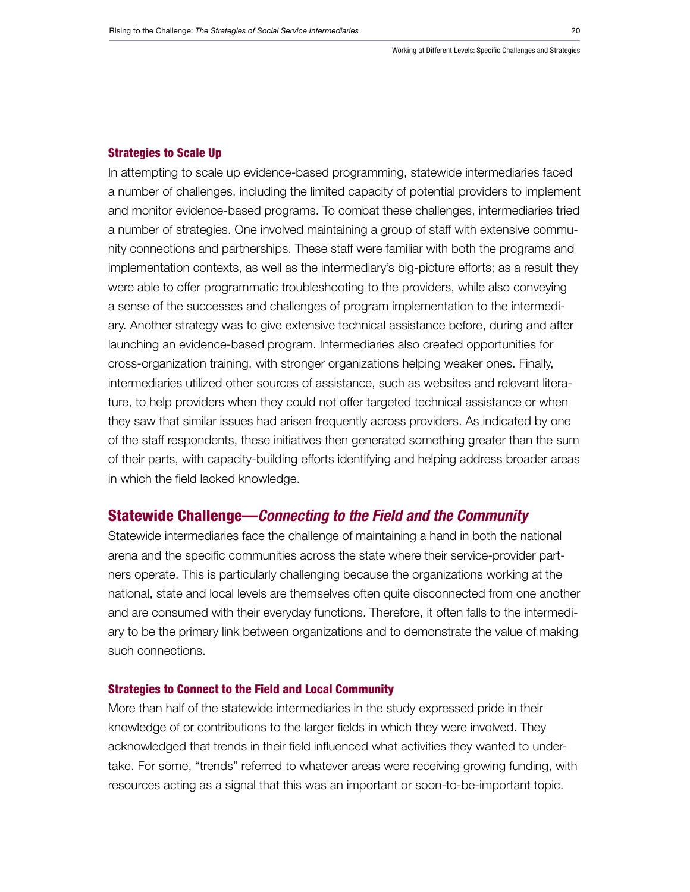### Strategies to Scale Up

In attempting to scale up evidence-based programming, statewide intermediaries faced a number of challenges, including the limited capacity of potential providers to implement and monitor evidence-based programs. To combat these challenges, intermediaries tried a number of strategies. One involved maintaining a group of staff with extensive community connections and partnerships. These staff were familiar with both the programs and implementation contexts, as well as the intermediary's big-picture efforts; as a result they were able to offer programmatic troubleshooting to the providers, while also conveying a sense of the successes and challenges of program implementation to the intermediary. Another strategy was to give extensive technical assistance before, during and after launching an evidence-based program. Intermediaries also created opportunities for cross-organization training, with stronger organizations helping weaker ones. Finally, intermediaries utilized other sources of assistance, such as websites and relevant literature, to help providers when they could not offer targeted technical assistance or when they saw that similar issues had arisen frequently across providers. As indicated by one of the staff respondents, these initiatives then generated something greater than the sum of their parts, with capacity-building efforts identifying and helping address broader areas in which the field lacked knowledge.

## Statewide Challenge—*Connecting to the Field and the Community*

Statewide intermediaries face the challenge of maintaining a hand in both the national arena and the specific communities across the state where their service-provider partners operate. This is particularly challenging because the organizations working at the national, state and local levels are themselves often quite disconnected from one another and are consumed with their everyday functions. Therefore, it often falls to the intermediary to be the primary link between organizations and to demonstrate the value of making such connections.

### Strategies to Connect to the Field and Local Community

More than half of the statewide intermediaries in the study expressed pride in their knowledge of or contributions to the larger fields in which they were involved. They acknowledged that trends in their field influenced what activities they wanted to undertake. For some, "trends" referred to whatever areas were receiving growing funding, with resources acting as a signal that this was an important or soon-to-be-important topic.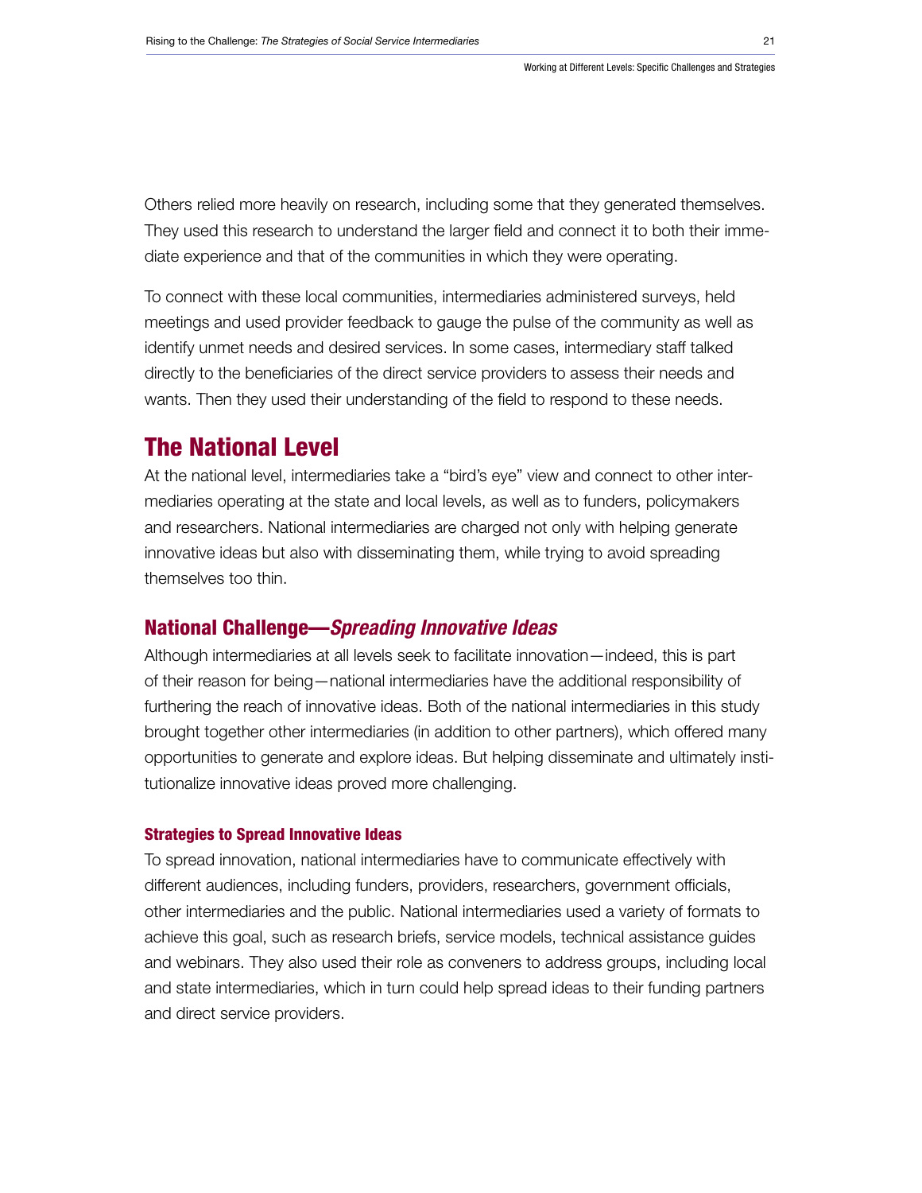Others relied more heavily on research, including some that they generated themselves. They used this research to understand the larger field and connect it to both their immediate experience and that of the communities in which they were operating.

To connect with these local communities, intermediaries administered surveys, held meetings and used provider feedback to gauge the pulse of the community as well as identify unmet needs and desired services. In some cases, intermediary staff talked directly to the beneficiaries of the direct service providers to assess their needs and wants. Then they used their understanding of the field to respond to these needs.

## The National Level

At the national level, intermediaries take a "bird's eye" view and connect to other intermediaries operating at the state and local levels, as well as to funders, policymakers and researchers. National intermediaries are charged not only with helping generate innovative ideas but also with disseminating them, while trying to avoid spreading themselves too thin.

### National Challenge—*Spreading Innovative Ideas*

Although intermediaries at all levels seek to facilitate innovation—indeed, this is part of their reason for being—national intermediaries have the additional responsibility of furthering the reach of innovative ideas. Both of the national intermediaries in this study brought together other intermediaries (in addition to other partners), which offered many opportunities to generate and explore ideas. But helping disseminate and ultimately institutionalize innovative ideas proved more challenging.

#### Strategies to Spread Innovative Ideas

To spread innovation, national intermediaries have to communicate effectively with different audiences, including funders, providers, researchers, government officials, other intermediaries and the public. National intermediaries used a variety of formats to achieve this goal, such as research briefs, service models, technical assistance guides and webinars. They also used their role as conveners to address groups, including local and state intermediaries, which in turn could help spread ideas to their funding partners and direct service providers.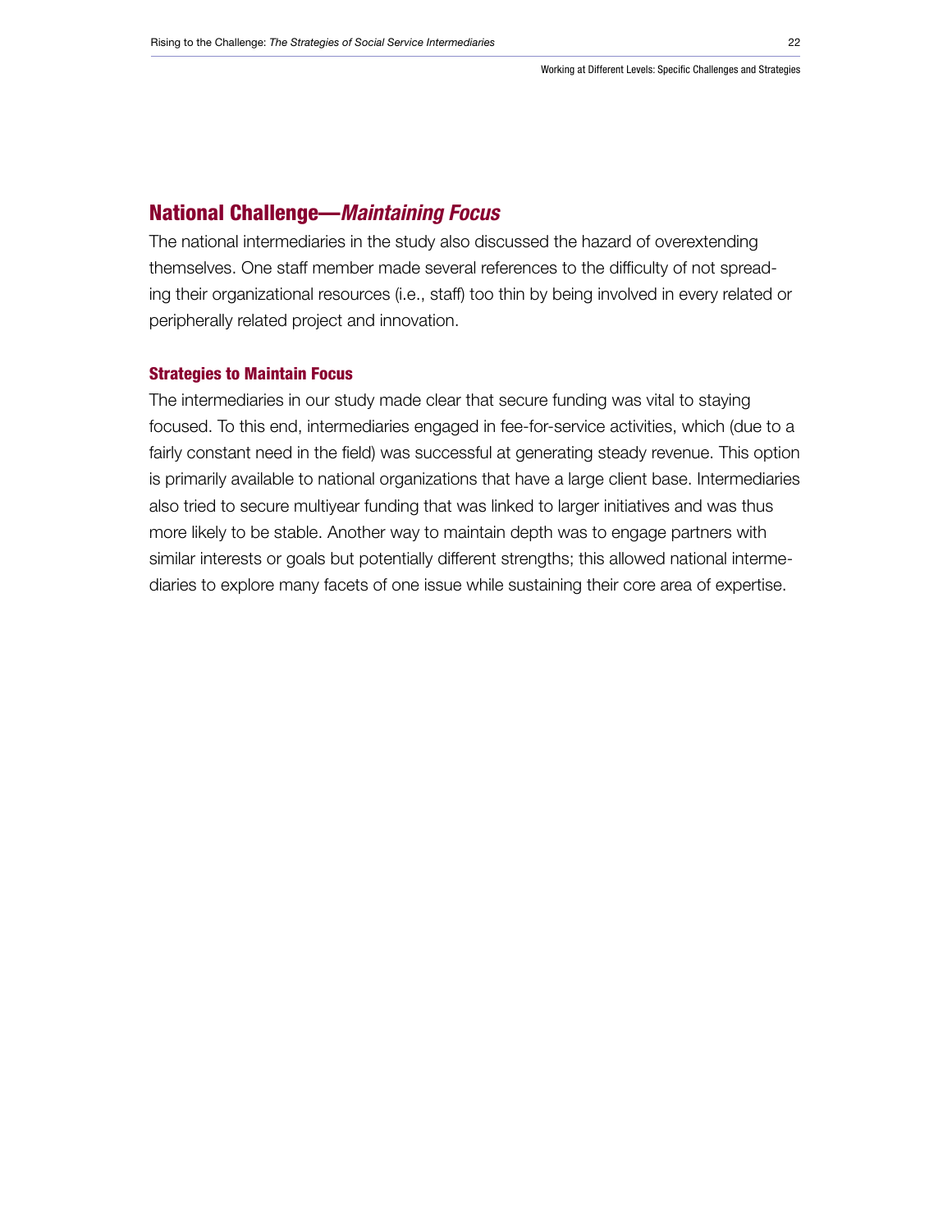## National Challenge—*Maintaining Focus*

The national intermediaries in the study also discussed the hazard of overextending themselves. One staff member made several references to the difficulty of not spreading their organizational resources (i.e., staff) too thin by being involved in every related or peripherally related project and innovation.

### Strategies to Maintain Focus

The intermediaries in our study made clear that secure funding was vital to staying focused. To this end, intermediaries engaged in fee-for-service activities, which (due to a fairly constant need in the field) was successful at generating steady revenue. This option is primarily available to national organizations that have a large client base. Intermediaries also tried to secure multiyear funding that was linked to larger initiatives and was thus more likely to be stable. Another way to maintain depth was to engage partners with similar interests or goals but potentially different strengths; this allowed national intermediaries to explore many facets of one issue while sustaining their core area of expertise.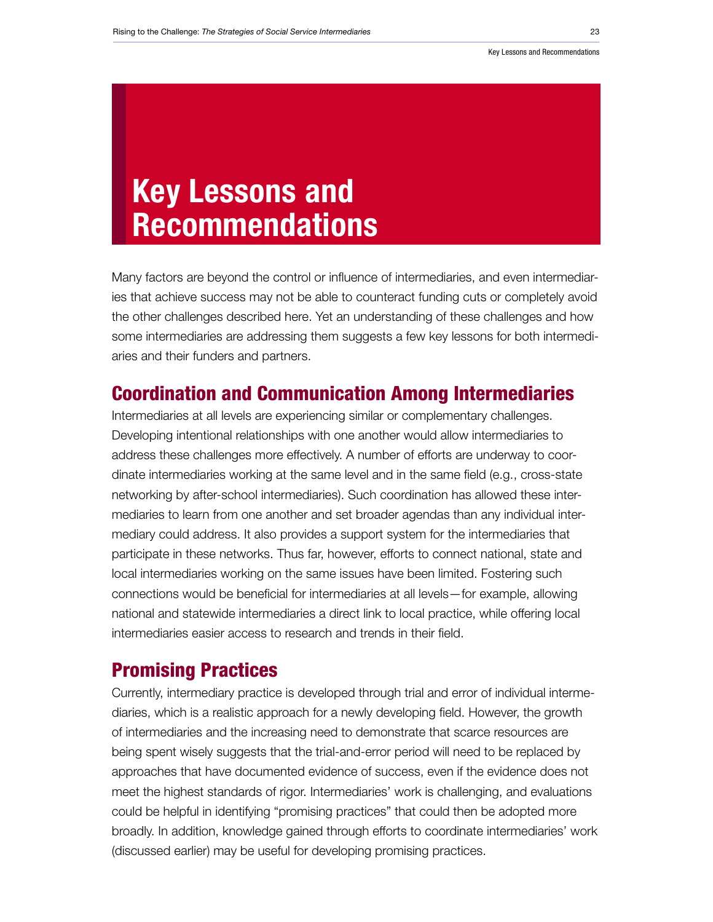# Key Lessons and Recommendations

Many factors are beyond the control or influence of intermediaries, and even intermediaries that achieve success may not be able to counteract funding cuts or completely avoid the other challenges described here. Yet an understanding of these challenges and how some intermediaries are addressing them suggests a few key lessons for both intermediaries and their funders and partners.

## Coordination and Communication Among Intermediaries

Intermediaries at all levels are experiencing similar or complementary challenges. Developing intentional relationships with one another would allow intermediaries to address these challenges more effectively. A number of efforts are underway to coordinate intermediaries working at the same level and in the same field (e.g., cross-state networking by after-school intermediaries). Such coordination has allowed these intermediaries to learn from one another and set broader agendas than any individual intermediary could address. It also provides a support system for the intermediaries that participate in these networks. Thus far, however, efforts to connect national, state and local intermediaries working on the same issues have been limited. Fostering such connections would be beneficial for intermediaries at all levels—for example, allowing national and statewide intermediaries a direct link to local practice, while offering local intermediaries easier access to research and trends in their field.

## Promising Practices

Currently, intermediary practice is developed through trial and error of individual intermediaries, which is a realistic approach for a newly developing field. However, the growth of intermediaries and the increasing need to demonstrate that scarce resources are being spent wisely suggests that the trial-and-error period will need to be replaced by approaches that have documented evidence of success, even if the evidence does not meet the highest standards of rigor. Intermediaries' work is challenging, and evaluations could be helpful in identifying "promising practices" that could then be adopted more broadly. In addition, knowledge gained through efforts to coordinate intermediaries' work (discussed earlier) may be useful for developing promising practices.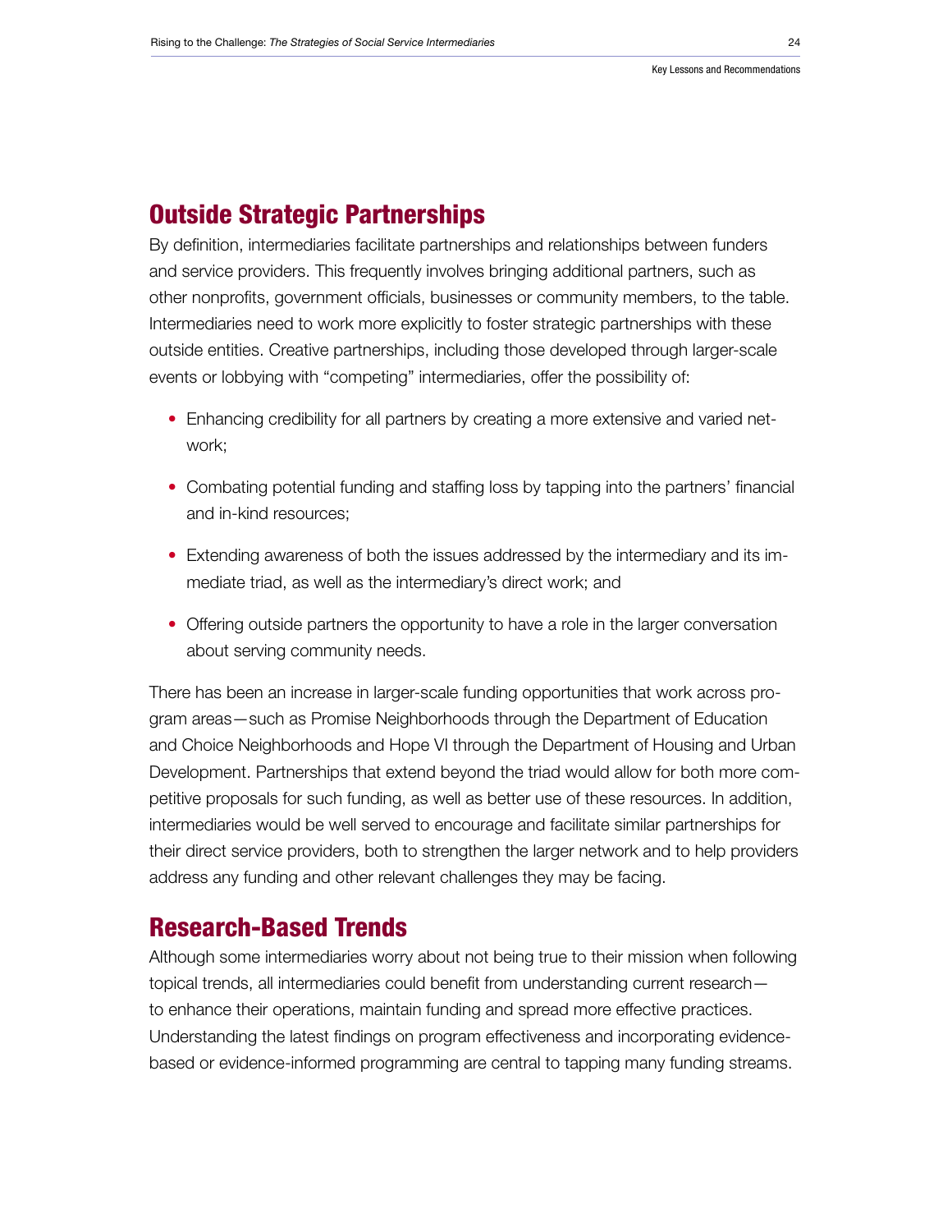## Outside Strategic Partnerships

By definition, intermediaries facilitate partnerships and relationships between funders and service providers. This frequently involves bringing additional partners, such as other nonprofits, government officials, businesses or community members, to the table. Intermediaries need to work more explicitly to foster strategic partnerships with these outside entities. Creative partnerships, including those developed through larger-scale events or lobbying with "competing" intermediaries, offer the possibility of:

- Enhancing credibility for all partners by creating a more extensive and varied network;
- Combating potential funding and staffing loss by tapping into the partners' financial and in-kind resources;
- Extending awareness of both the issues addressed by the intermediary and its immediate triad, as well as the intermediary's direct work; and
- Offering outside partners the opportunity to have a role in the larger conversation about serving community needs.

There has been an increase in larger-scale funding opportunities that work across program areas—such as Promise Neighborhoods through the Department of Education and Choice Neighborhoods and Hope VI through the Department of Housing and Urban Development. Partnerships that extend beyond the triad would allow for both more competitive proposals for such funding, as well as better use of these resources. In addition, intermediaries would be well served to encourage and facilitate similar partnerships for their direct service providers, both to strengthen the larger network and to help providers address any funding and other relevant challenges they may be facing.

## Research-Based Trends

Although some intermediaries worry about not being true to their mission when following topical trends, all intermediaries could benefit from understanding current research—to enhance their operations, maintain funding and spread more effective practices. Understanding the latest findings on program effectiveness and incorporating evidence-based or evidence-informed programming are central to tapping many funding streams.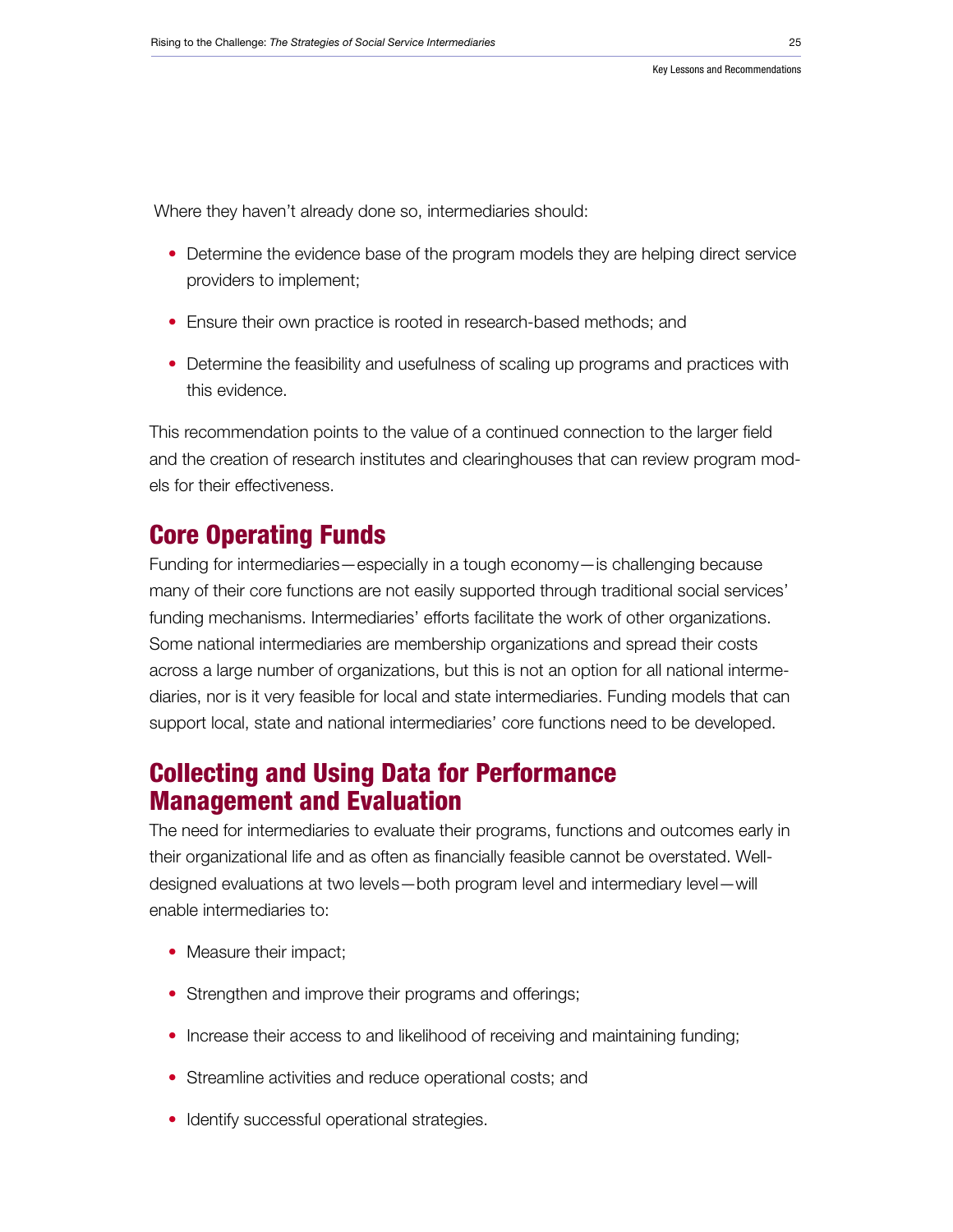Where they haven't already done so, intermediaries should:

- Determine the evidence base of the program models they are helping direct service providers to implement;
- Ensure their own practice is rooted in research-based methods; and
- Determine the feasibility and usefulness of scaling up programs and practices with this evidence.

This recommendation points to the value of a continued connection to the larger field and the creation of research institutes and clearinghouses that can review program models for their effectiveness.

## Core Operating Funds

Funding for intermediaries—especially in a tough economy—is challenging because many of their core functions are not easily supported through traditional social services' funding mechanisms. Intermediaries' efforts facilitate the work of other organizations. Some national intermediaries are membership organizations and spread their costs across a large number of organizations, but this is not an option for all national intermediaries, nor is it very feasible for local and state intermediaries. Funding models that can support local, state and national intermediaries' core functions need to be developed.

## Collecting and Using Data for Performance Management and Evaluation

The need for intermediaries to evaluate their programs, functions and outcomes early in their organizational life and as often as financially feasible cannot be overstated. Well-designed evaluations at two levels—both program level and intermediary level—will enable intermediaries to:

- Measure their impact;
- Strengthen and improve their programs and offerings;
- Increase their access to and likelihood of receiving and maintaining funding;
- Streamline activities and reduce operational costs; and
- Identify successful operational strategies.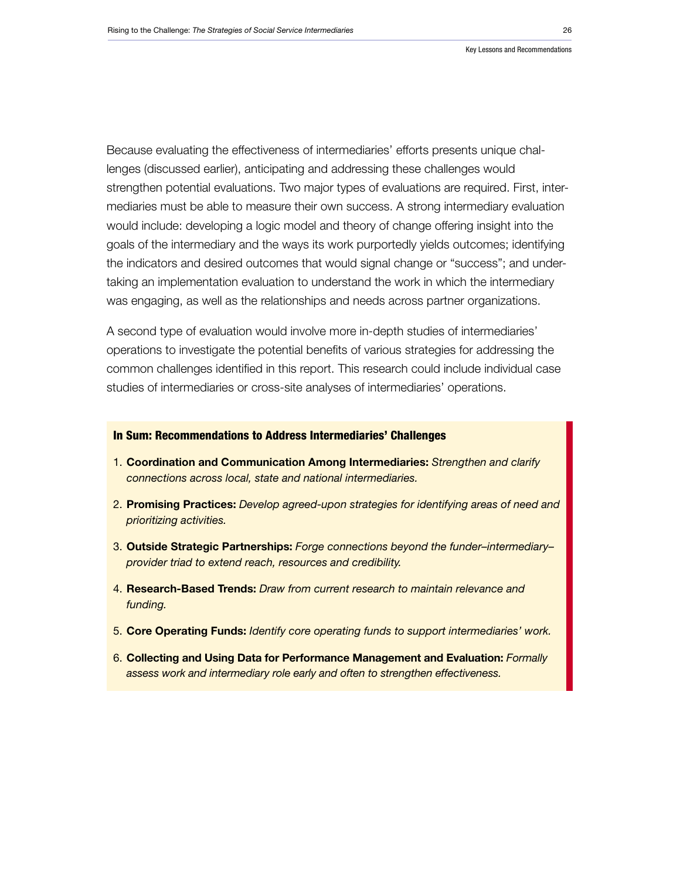Because evaluating the effectiveness of intermediaries' efforts presents unique challenges (discussed earlier), anticipating and addressing these challenges would strengthen potential evaluations. Two major types of evaluations are required. First, intermediaries must be able to measure their own success. A strong intermediary evaluation would include: developing a logic model and theory of change offering insight into the goals of the intermediary and the ways its work purportedly yields outcomes; identifying the indicators and desired outcomes that would signal change or "success"; and undertaking an implementation evaluation to understand the work in which the intermediary was engaging, as well as the relationships and needs across partner organizations.

A second type of evaluation would involve more in-depth studies of intermediaries' operations to investigate the potential benefits of various strategies for addressing the common challenges identified in this report. This research could include individual case studies of intermediaries or cross-site analyses of intermediaries' operations.

### In Sum: Recommendations to Address Intermediaries' Challenges

1. **Coordination and Communication Among Intermediaries:** *Strengthen and clarify connections across local, state and national intermediaries.*
2. **Promising Practices:** *Develop agreed-upon strategies for identifying areas of need and prioritizing activities.*
3. **Outside Strategic Partnerships:** *Forge connections beyond the funder–intermediary–provider triad to extend reach, resources and credibility.*
4. **Research-Based Trends:** *Draw from current research to maintain relevance and funding.*
5. **Core Operating Funds:** *Identify core operating funds to support intermediaries' work.*
6. **Collecting and Using Data for Performance Management and Evaluation:** *Formally assess work and intermediary role early and often to strengthen effectiveness.*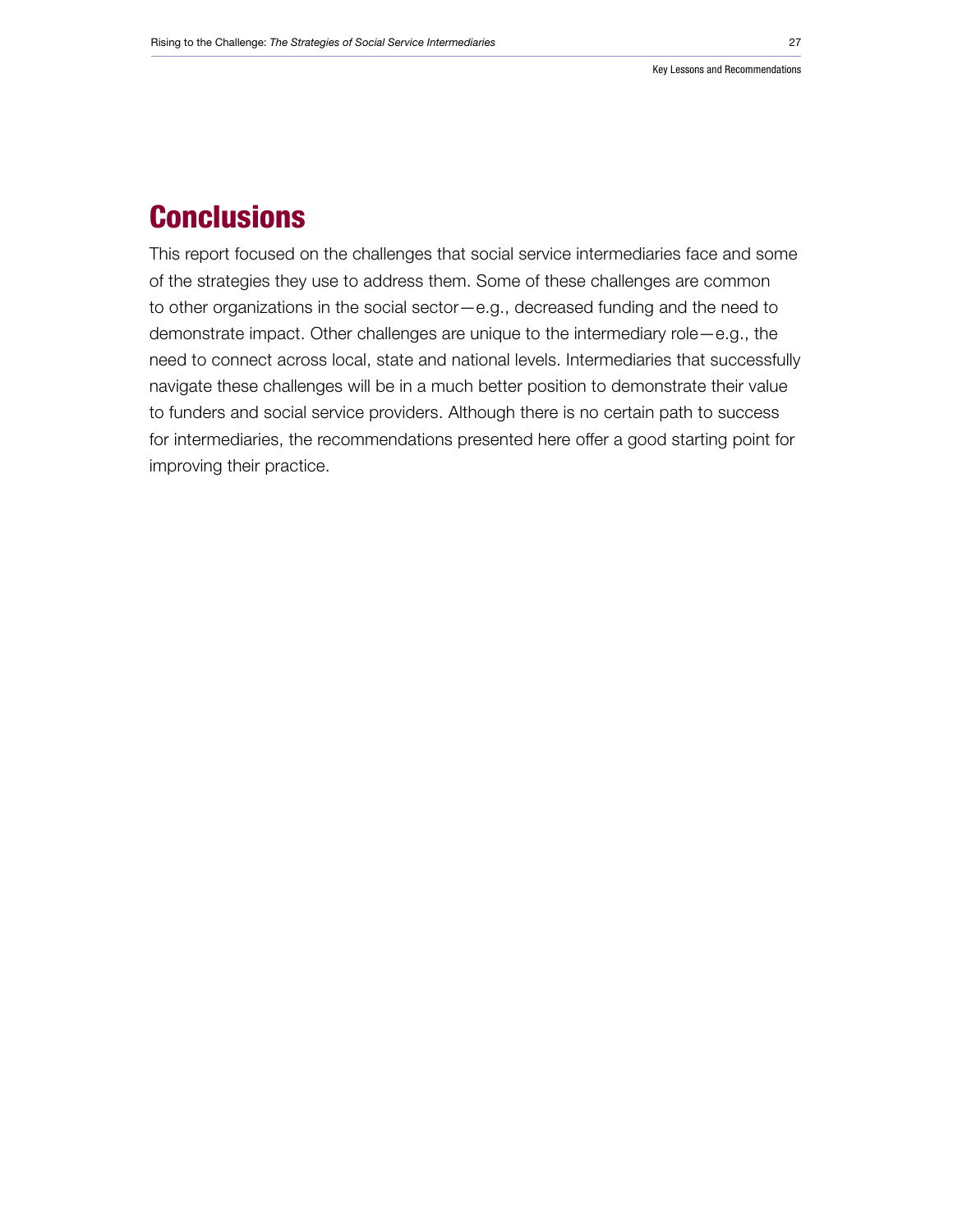## Conclusions

This report focused on the challenges that social service intermediaries face and some of the strategies they use to address them. Some of these challenges are common to other organizations in the social sector—e.g., decreased funding and the need to demonstrate impact. Other challenges are unique to the intermediary role—e.g., the need to connect across local, state and national levels. Intermediaries that successfully navigate these challenges will be in a much better position to demonstrate their value to funders and social service providers. Although there is no certain path to success for intermediaries, the recommendations presented here offer a good starting point for improving their practice.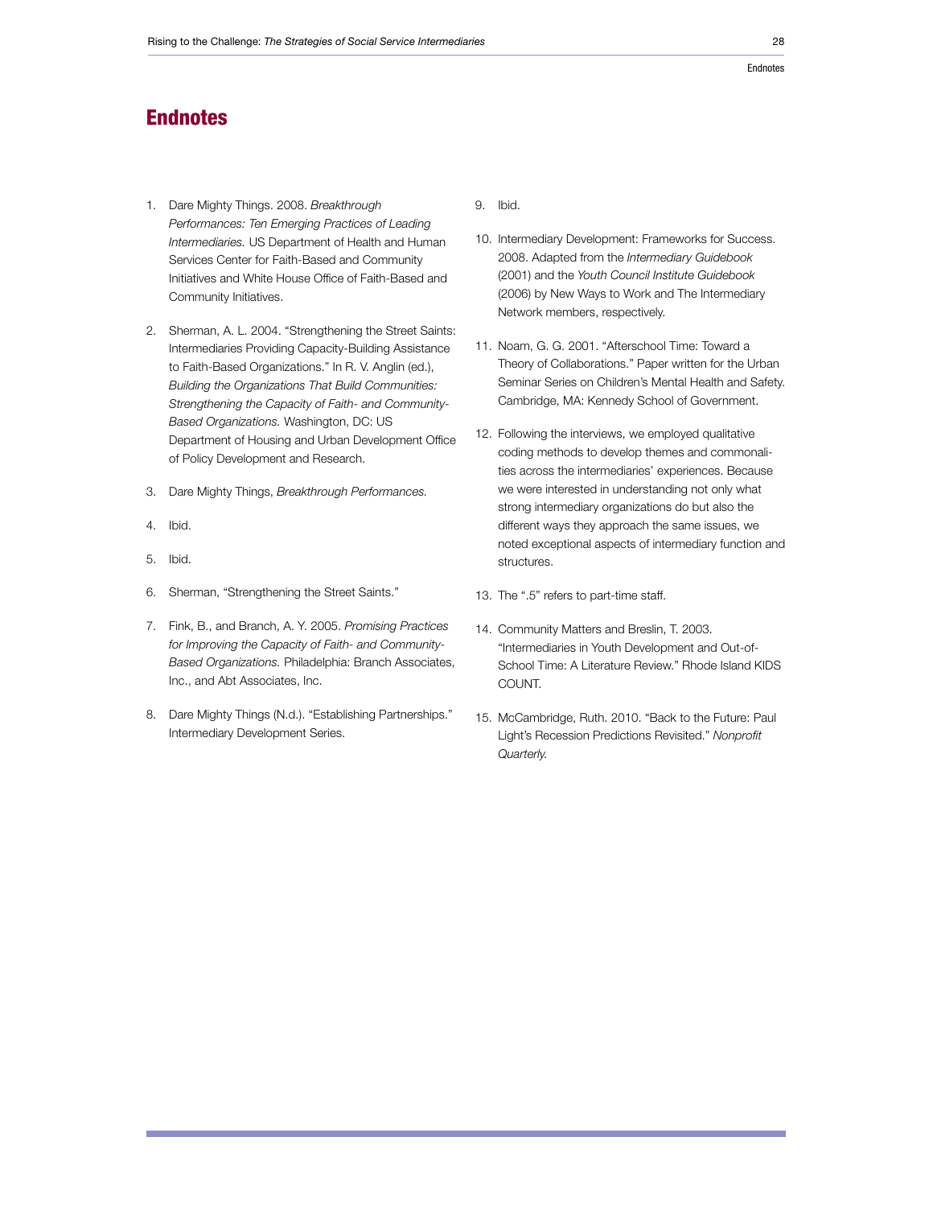# Endnotes

1. Dare Mighty Things. 2008. *Breakthrough Performances: Ten Emerging Practices of Leading Intermediaries.* US Department of Health and Human Services Center for Faith-Based and Community Initiatives and White House Office of Faith-Based and Community Initiatives.

2. Sherman, A. L. 2004. "Strengthening the Street Saints: Intermediaries Providing Capacity-Building Assistance to Faith-Based Organizations." In R. V. Anglin (ed.), *Building the Organizations That Build Communities: Strengthening the Capacity of Faith- and Community-Based Organizations.* Washington, DC: US Department of Housing and Urban Development Office of Policy Development and Research.

3. Dare Mighty Things, *Breakthrough Performances.*

4. Ibid.

5. Ibid.

6. Sherman, "Strengthening the Street Saints."

7. Fink, B., and Branch, A. Y. 2005. *Promising Practices for Improving the Capacity of Faith- and Community-Based Organizations.* Philadelphia: Branch Associates, Inc., and Abt Associates, Inc.

8. Dare Mighty Things (N.d.). "Establishing Partnerships." Intermediary Development Series.

9. Ibid.

10. Intermediary Development: Frameworks for Success. 2008. Adapted from the *Intermediary Guidebook* (2001) and the *Youth Council Institute Guidebook* (2006) by New Ways to Work and The Intermediary Network members, respectively.

11. Noam, G. G. 2001. "Afterschool Time: Toward a Theory of Collaborations." Paper written for the Urban Seminar Series on Children's Mental Health and Safety. Cambridge, MA: Kennedy School of Government.

12. Following the interviews, we employed qualitative coding methods to develop themes and commonalities across the intermediaries' experiences. Because we were interested in understanding not only what strong intermediary organizations do but also the different ways they approach the same issues, we noted exceptional aspects of intermediary function and structures.

13. The ".5" refers to part-time staff.

14. Community Matters and Breslin, T. 2003. "Intermediaries in Youth Development and Out-of-School Time: A Literature Review." Rhode Island KIDS COUNT.

15. McCambridge, Ruth. 2010. "Back to the Future: Paul Light's Recession Predictions Revisited." *Nonprofit Quarterly.*